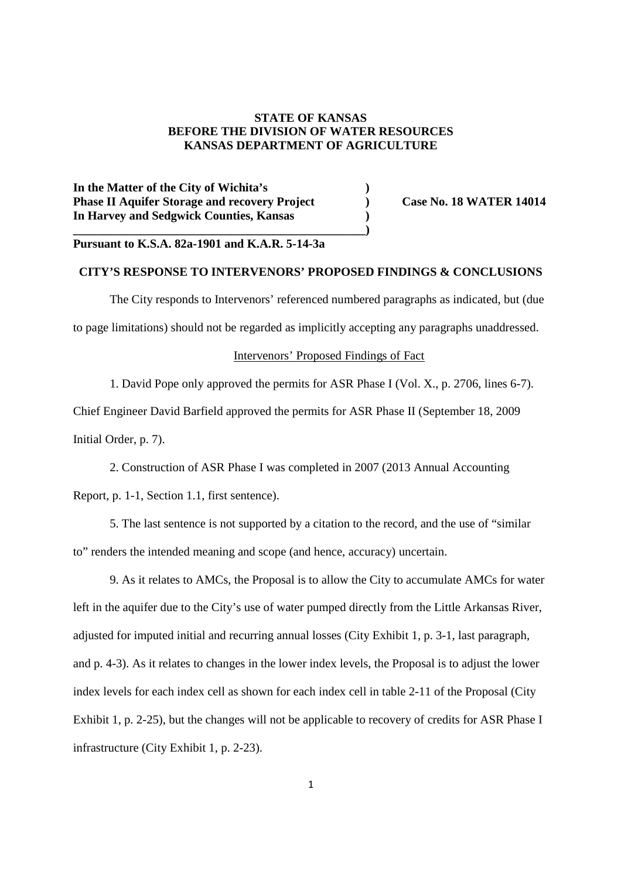**STATE OF KANSAS**
**BEFORE THE DIVISION OF WATER RESOURCES**
**KANSAS DEPARTMENT OF AGRICULTURE**

| | | |
|---|---|---|
| **In the Matter of the City of Wichita's** | **)** | |
| **Phase II Aquifer Storage and recovery Project** | **)** | **Case No. 18 WATER 14014** |
| **In Harvey and Sedgwick Counties, Kansas** | **)** | |
| | **)** | |

**Pursuant to K.S.A. 82a-1901 and K.A.R. 5-14-3a**

**CITY'S RESPONSE TO INTERVENORS' PROPOSED FINDINGS & CONCLUSIONS**

The City responds to Intervenors' referenced numbered paragraphs as indicated, but (due to page limitations) should not be regarded as implicitly accepting any paragraphs unaddressed.

Intervenors' Proposed Findings of Fact

1. David Pope only approved the permits for ASR Phase I (Vol. X., p. 2706, lines 6-7). Chief Engineer David Barfield approved the permits for ASR Phase II (September 18, 2009 Initial Order, p. 7).

2. Construction of ASR Phase I was completed in 2007 (2013 Annual Accounting Report, p. 1-1, Section 1.1, first sentence).

5. The last sentence is not supported by a citation to the record, and the use of "similar to" renders the intended meaning and scope (and hence, accuracy) uncertain.

9. As it relates to AMCs, the Proposal is to allow the City to accumulate AMCs for water left in the aquifer due to the City's use of water pumped directly from the Little Arkansas River, adjusted for imputed initial and recurring annual losses (City Exhibit 1, p. 3-1, last paragraph, and p. 4-3). As it relates to changes in the lower index levels, the Proposal is to adjust the lower index levels for each index cell as shown for each index cell in table 2-11 of the Proposal (City Exhibit 1, p. 2-25), but the changes will not be applicable to recovery of credits for ASR Phase I infrastructure (City Exhibit 1, p. 2-23).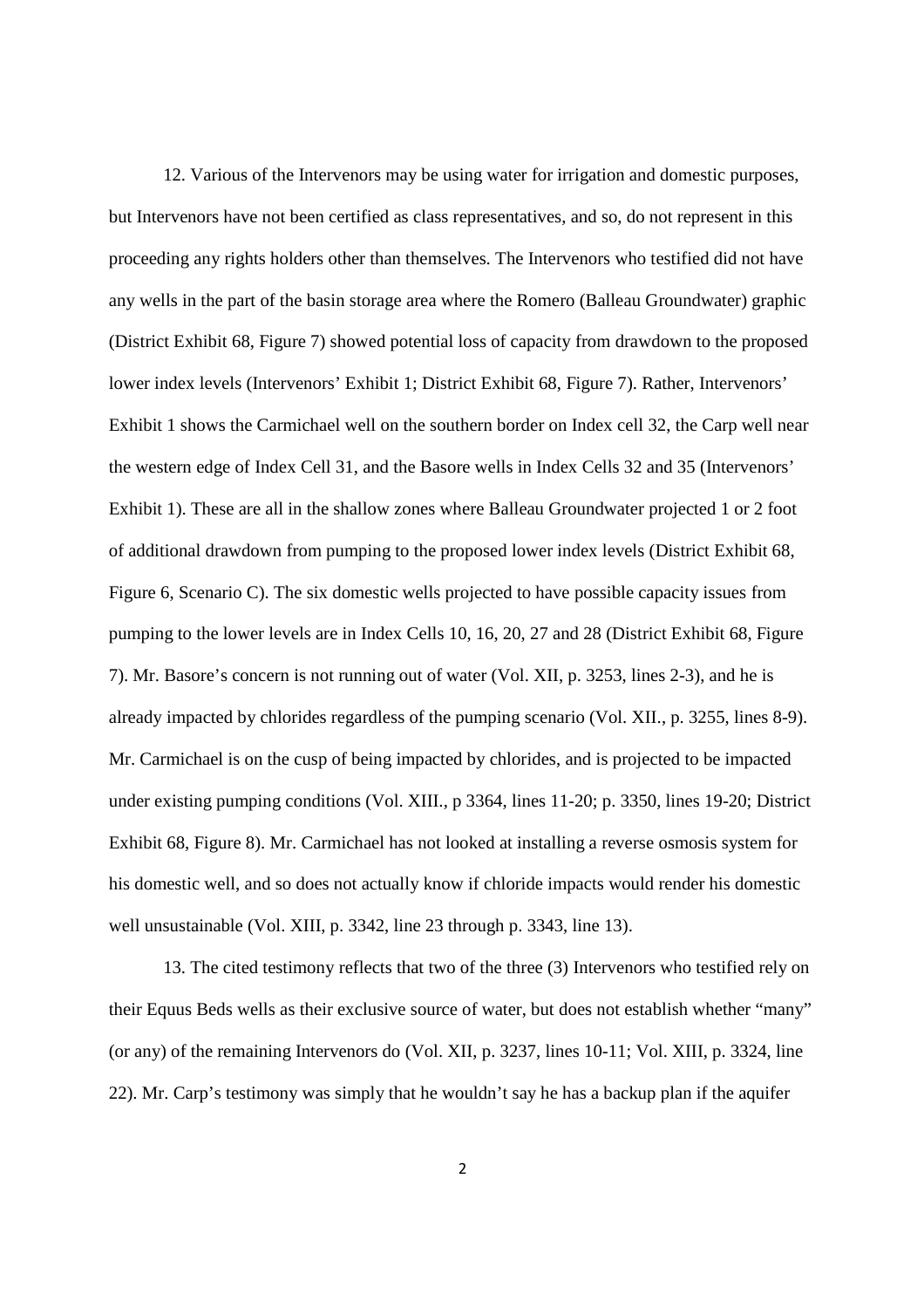12. Various of the Intervenors may be using water for irrigation and domestic purposes, but Intervenors have not been certified as class representatives, and so, do not represent in this proceeding any rights holders other than themselves. The Intervenors who testified did not have any wells in the part of the basin storage area where the Romero (Balleau Groundwater) graphic (District Exhibit 68, Figure 7) showed potential loss of capacity from drawdown to the proposed lower index levels (Intervenors' Exhibit 1; District Exhibit 68, Figure 7). Rather, Intervenors' Exhibit 1 shows the Carmichael well on the southern border on Index cell 32, the Carp well near the western edge of Index Cell 31, and the Basore wells in Index Cells 32 and 35 (Intervenors' Exhibit 1). These are all in the shallow zones where Balleau Groundwater projected 1 or 2 foot of additional drawdown from pumping to the proposed lower index levels (District Exhibit 68, Figure 6, Scenario C). The six domestic wells projected to have possible capacity issues from pumping to the lower levels are in Index Cells 10, 16, 20, 27 and 28 (District Exhibit 68, Figure 7). Mr. Basore's concern is not running out of water (Vol. XII, p. 3253, lines 2-3), and he is already impacted by chlorides regardless of the pumping scenario (Vol. XII., p. 3255, lines 8-9). Mr. Carmichael is on the cusp of being impacted by chlorides, and is projected to be impacted under existing pumping conditions (Vol. XIII., p 3364, lines 11-20; p. 3350, lines 19-20; District Exhibit 68, Figure 8). Mr. Carmichael has not looked at installing a reverse osmosis system for his domestic well, and so does not actually know if chloride impacts would render his domestic well unsustainable (Vol. XIII, p. 3342, line 23 through p. 3343, line 13).

13. The cited testimony reflects that two of the three (3) Intervenors who testified rely on their Equus Beds wells as their exclusive source of water, but does not establish whether "many" (or any) of the remaining Intervenors do (Vol. XII, p. 3237, lines 10-11; Vol. XIII, p. 3324, line 22). Mr. Carp's testimony was simply that he wouldn't say he has a backup plan if the aquifer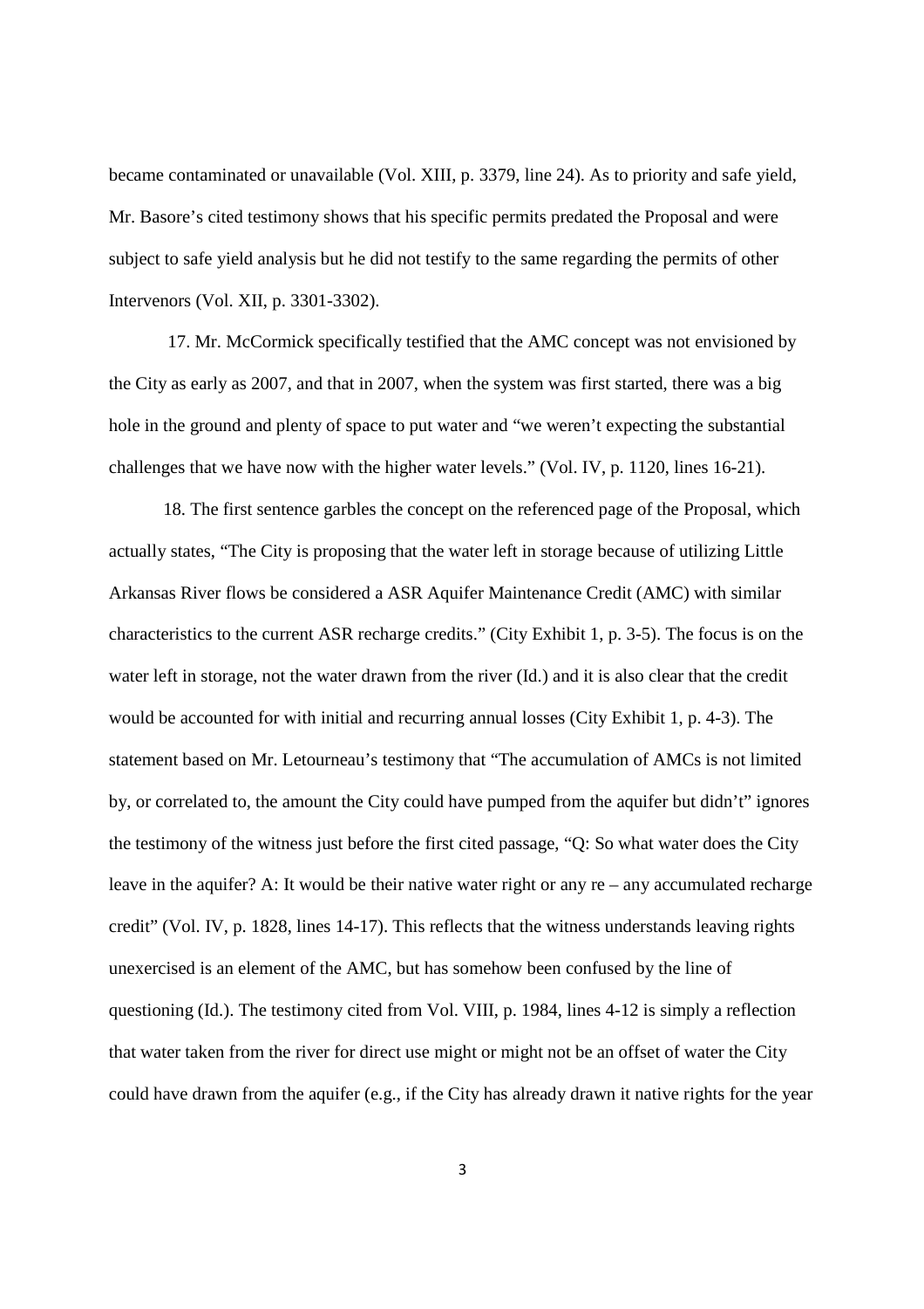became contaminated or unavailable (Vol. XIII, p. 3379, line 24). As to priority and safe yield, Mr. Basore's cited testimony shows that his specific permits predated the Proposal and were subject to safe yield analysis but he did not testify to the same regarding the permits of other Intervenors (Vol. XII, p. 3301-3302).

17. Mr. McCormick specifically testified that the AMC concept was not envisioned by the City as early as 2007, and that in 2007, when the system was first started, there was a big hole in the ground and plenty of space to put water and "we weren't expecting the substantial challenges that we have now with the higher water levels." (Vol. IV, p. 1120, lines 16-21).

18. The first sentence garbles the concept on the referenced page of the Proposal, which actually states, "The City is proposing that the water left in storage because of utilizing Little Arkansas River flows be considered a ASR Aquifer Maintenance Credit (AMC) with similar characteristics to the current ASR recharge credits." (City Exhibit 1, p. 3-5). The focus is on the water left in storage, not the water drawn from the river (Id.) and it is also clear that the credit would be accounted for with initial and recurring annual losses (City Exhibit 1, p. 4-3). The statement based on Mr. Letourneau's testimony that "The accumulation of AMCs is not limited by, or correlated to, the amount the City could have pumped from the aquifer but didn't" ignores the testimony of the witness just before the first cited passage, "Q: So what water does the City leave in the aquifer? A: It would be their native water right or any re – any accumulated recharge credit" (Vol. IV, p. 1828, lines 14-17). This reflects that the witness understands leaving rights unexercised is an element of the AMC, but has somehow been confused by the line of questioning (Id.). The testimony cited from Vol. VIII, p. 1984, lines 4-12 is simply a reflection that water taken from the river for direct use might or might not be an offset of water the City could have drawn from the aquifer (e.g., if the City has already drawn it native rights for the year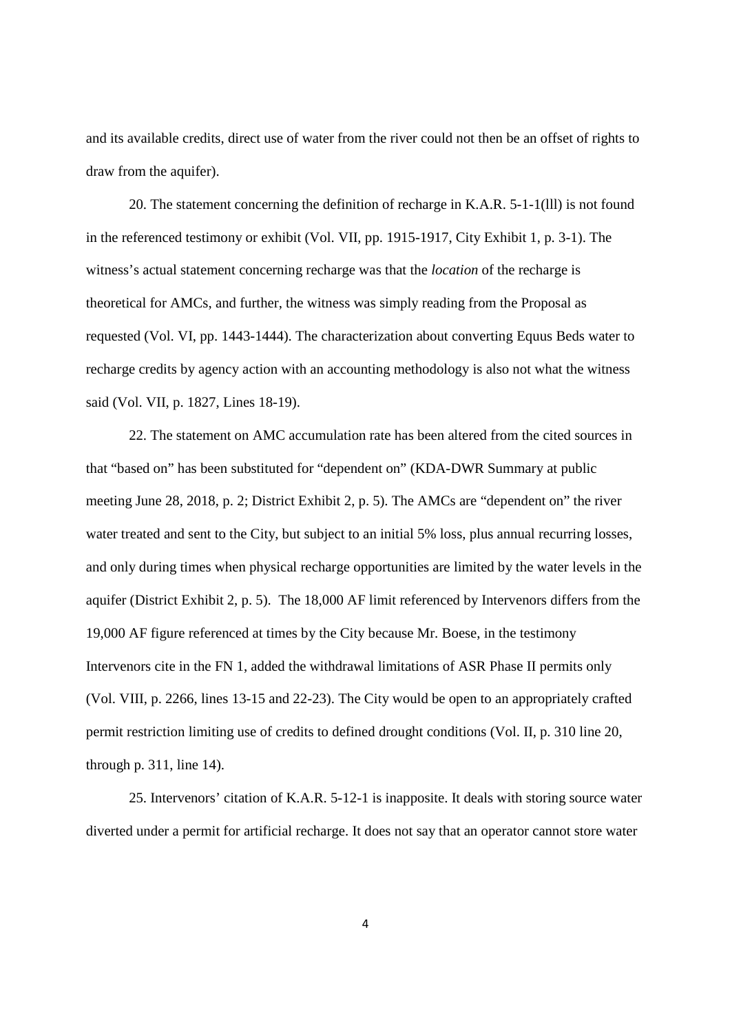and its available credits, direct use of water from the river could not then be an offset of rights to draw from the aquifer).

20. The statement concerning the definition of recharge in K.A.R. 5-1-1(lll) is not found in the referenced testimony or exhibit (Vol. VII, pp. 1915-1917, City Exhibit 1, p. 3-1). The witness's actual statement concerning recharge was that the *location* of the recharge is theoretical for AMCs, and further, the witness was simply reading from the Proposal as requested (Vol. VI, pp. 1443-1444). The characterization about converting Equus Beds water to recharge credits by agency action with an accounting methodology is also not what the witness said (Vol. VII, p. 1827, Lines 18-19).

22. The statement on AMC accumulation rate has been altered from the cited sources in that "based on" has been substituted for "dependent on" (KDA-DWR Summary at public meeting June 28, 2018, p. 2; District Exhibit 2, p. 5). The AMCs are "dependent on" the river water treated and sent to the City, but subject to an initial 5% loss, plus annual recurring losses, and only during times when physical recharge opportunities are limited by the water levels in the aquifer (District Exhibit 2, p. 5). The 18,000 AF limit referenced by Intervenors differs from the 19,000 AF figure referenced at times by the City because Mr. Boese, in the testimony Intervenors cite in the FN 1, added the withdrawal limitations of ASR Phase II permits only (Vol. VIII, p. 2266, lines 13-15 and 22-23). The City would be open to an appropriately crafted permit restriction limiting use of credits to defined drought conditions (Vol. II, p. 310 line 20, through p. 311, line 14).

25. Intervenors' citation of K.A.R. 5-12-1 is inapposite. It deals with storing source water diverted under a permit for artificial recharge. It does not say that an operator cannot store water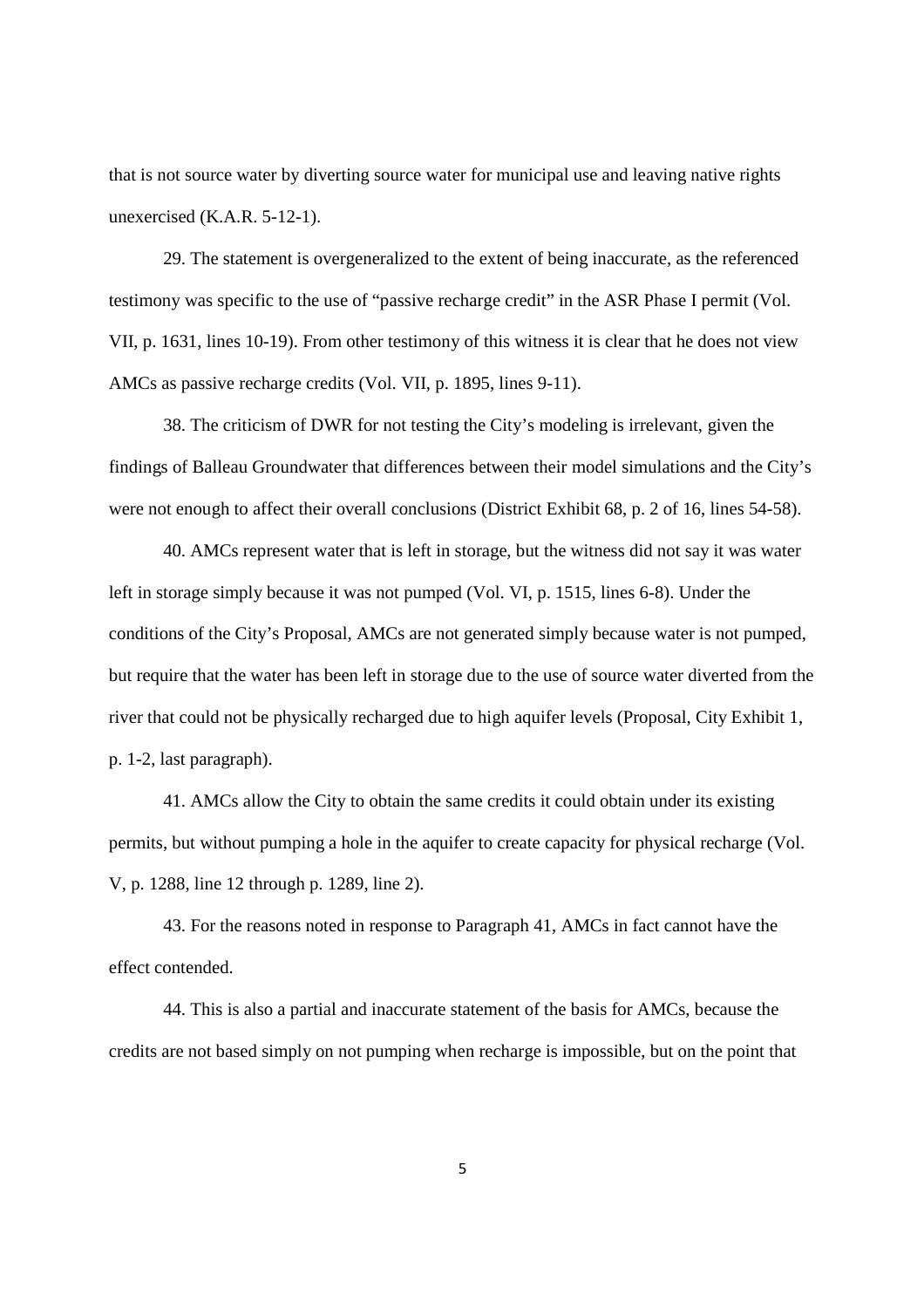that is not source water by diverting source water for municipal use and leaving native rights unexercised (K.A.R. 5-12-1).

29. The statement is overgeneralized to the extent of being inaccurate, as the referenced testimony was specific to the use of "passive recharge credit" in the ASR Phase I permit (Vol. VII, p. 1631, lines 10-19). From other testimony of this witness it is clear that he does not view AMCs as passive recharge credits (Vol. VII, p. 1895, lines 9-11).

38. The criticism of DWR for not testing the City's modeling is irrelevant, given the findings of Balleau Groundwater that differences between their model simulations and the City's were not enough to affect their overall conclusions (District Exhibit 68, p. 2 of 16, lines 54-58).

40. AMCs represent water that is left in storage, but the witness did not say it was water left in storage simply because it was not pumped (Vol. VI, p. 1515, lines 6-8). Under the conditions of the City's Proposal, AMCs are not generated simply because water is not pumped, but require that the water has been left in storage due to the use of source water diverted from the river that could not be physically recharged due to high aquifer levels (Proposal, City Exhibit 1, p. 1-2, last paragraph).

41. AMCs allow the City to obtain the same credits it could obtain under its existing permits, but without pumping a hole in the aquifer to create capacity for physical recharge (Vol. V, p. 1288, line 12 through p. 1289, line 2).

43. For the reasons noted in response to Paragraph 41, AMCs in fact cannot have the effect contended.

44. This is also a partial and inaccurate statement of the basis for AMCs, because the credits are not based simply on not pumping when recharge is impossible, but on the point that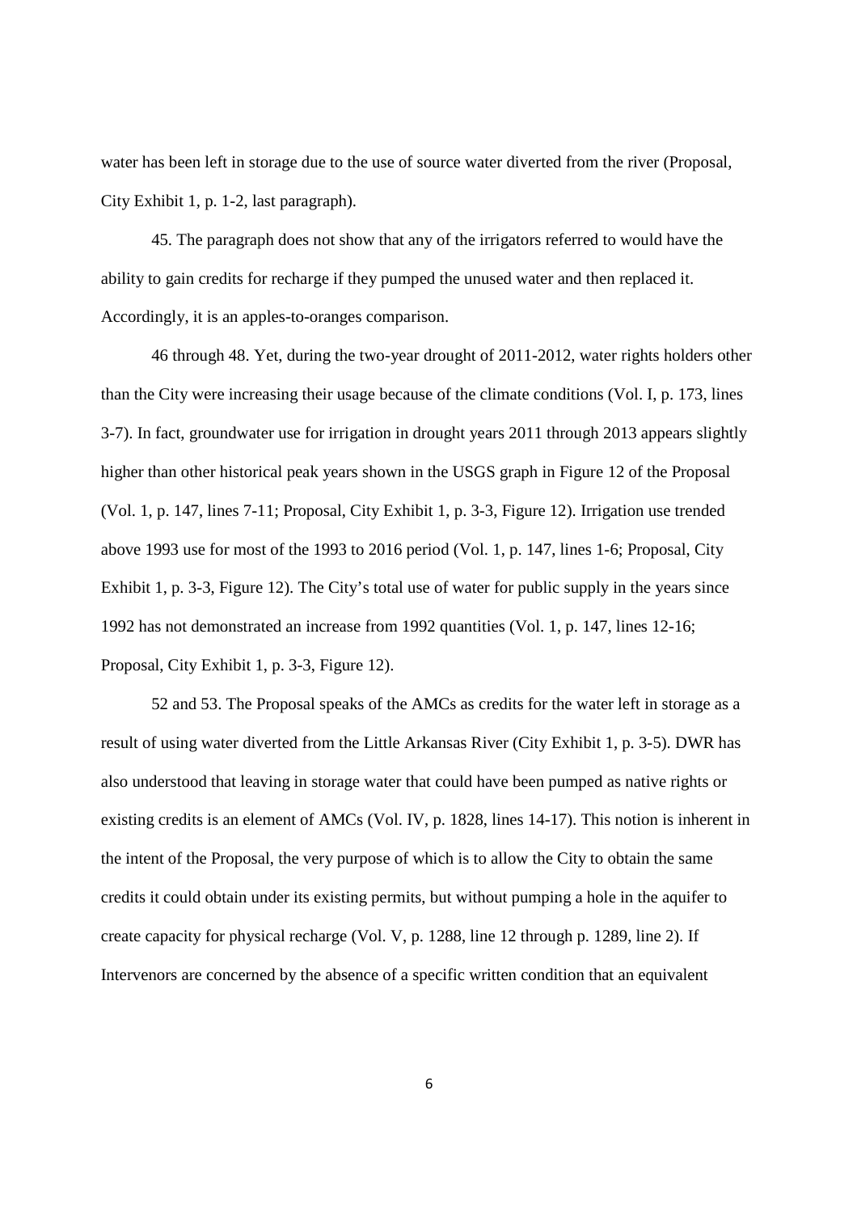water has been left in storage due to the use of source water diverted from the river (Proposal, City Exhibit 1, p. 1-2, last paragraph).

45. The paragraph does not show that any of the irrigators referred to would have the ability to gain credits for recharge if they pumped the unused water and then replaced it. Accordingly, it is an apples-to-oranges comparison.

46 through 48. Yet, during the two-year drought of 2011-2012, water rights holders other than the City were increasing their usage because of the climate conditions (Vol. I, p. 173, lines 3-7). In fact, groundwater use for irrigation in drought years 2011 through 2013 appears slightly higher than other historical peak years shown in the USGS graph in Figure 12 of the Proposal (Vol. 1, p. 147, lines 7-11; Proposal, City Exhibit 1, p. 3-3, Figure 12). Irrigation use trended above 1993 use for most of the 1993 to 2016 period (Vol. 1, p. 147, lines 1-6; Proposal, City Exhibit 1, p. 3-3, Figure 12). The City's total use of water for public supply in the years since 1992 has not demonstrated an increase from 1992 quantities (Vol. 1, p. 147, lines 12-16; Proposal, City Exhibit 1, p. 3-3, Figure 12).

52 and 53. The Proposal speaks of the AMCs as credits for the water left in storage as a result of using water diverted from the Little Arkansas River (City Exhibit 1, p. 3-5). DWR has also understood that leaving in storage water that could have been pumped as native rights or existing credits is an element of AMCs (Vol. IV, p. 1828, lines 14-17). This notion is inherent in the intent of the Proposal, the very purpose of which is to allow the City to obtain the same credits it could obtain under its existing permits, but without pumping a hole in the aquifer to create capacity for physical recharge (Vol. V, p. 1288, line 12 through p. 1289, line 2). If Intervenors are concerned by the absence of a specific written condition that an equivalent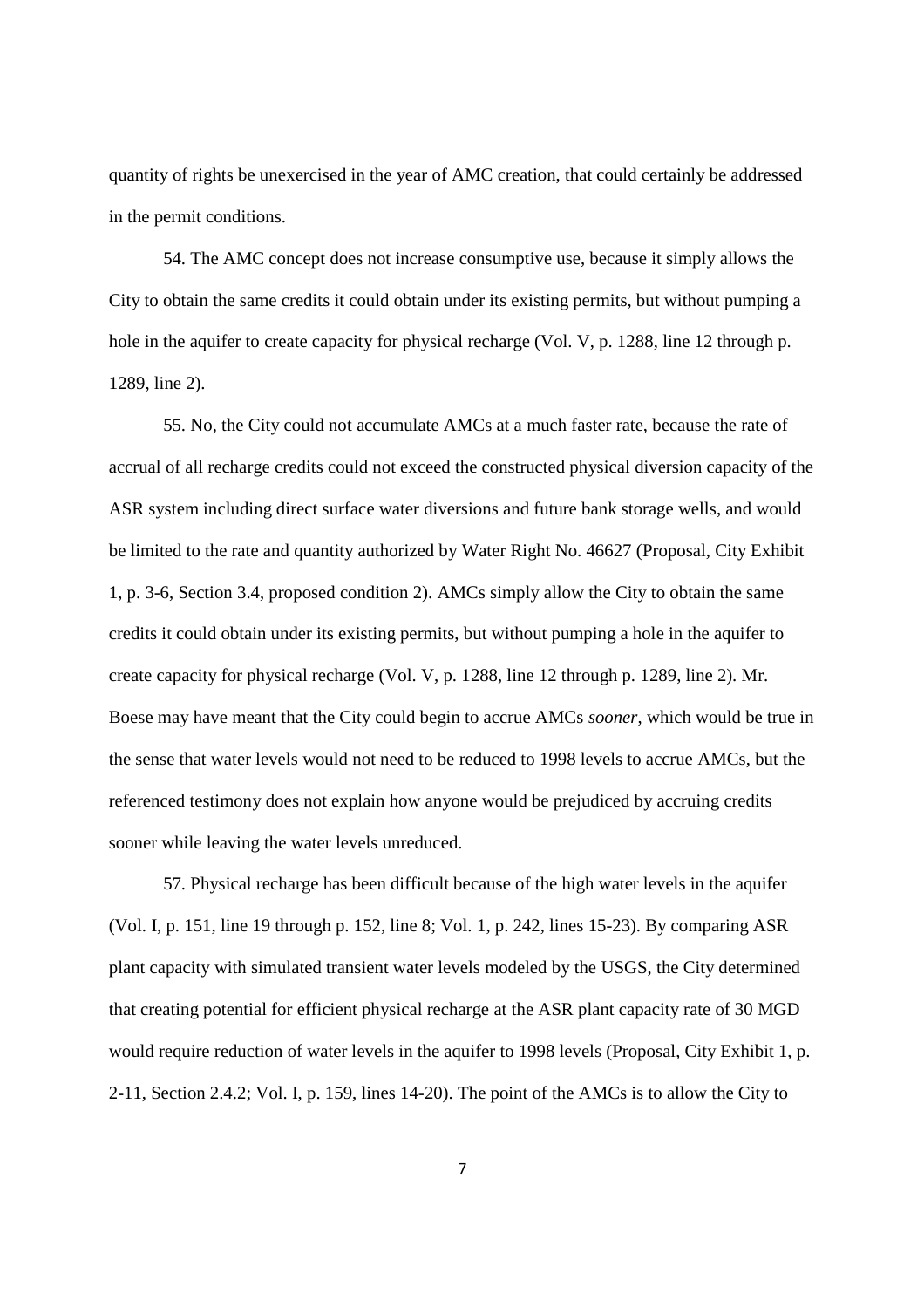quantity of rights be unexercised in the year of AMC creation, that could certainly be addressed in the permit conditions.

54. The AMC concept does not increase consumptive use, because it simply allows the City to obtain the same credits it could obtain under its existing permits, but without pumping a hole in the aquifer to create capacity for physical recharge (Vol. V, p. 1288, line 12 through p. 1289, line 2).

55. No, the City could not accumulate AMCs at a much faster rate, because the rate of accrual of all recharge credits could not exceed the constructed physical diversion capacity of the ASR system including direct surface water diversions and future bank storage wells, and would be limited to the rate and quantity authorized by Water Right No. 46627 (Proposal, City Exhibit 1, p. 3-6, Section 3.4, proposed condition 2). AMCs simply allow the City to obtain the same credits it could obtain under its existing permits, but without pumping a hole in the aquifer to create capacity for physical recharge (Vol. V, p. 1288, line 12 through p. 1289, line 2). Mr. Boese may have meant that the City could begin to accrue AMCs *sooner*, which would be true in the sense that water levels would not need to be reduced to 1998 levels to accrue AMCs, but the referenced testimony does not explain how anyone would be prejudiced by accruing credits sooner while leaving the water levels unreduced.

57. Physical recharge has been difficult because of the high water levels in the aquifer (Vol. I, p. 151, line 19 through p. 152, line 8; Vol. 1, p. 242, lines 15-23). By comparing ASR plant capacity with simulated transient water levels modeled by the USGS, the City determined that creating potential for efficient physical recharge at the ASR plant capacity rate of 30 MGD would require reduction of water levels in the aquifer to 1998 levels (Proposal, City Exhibit 1, p. 2-11, Section 2.4.2; Vol. I, p. 159, lines 14-20). The point of the AMCs is to allow the City to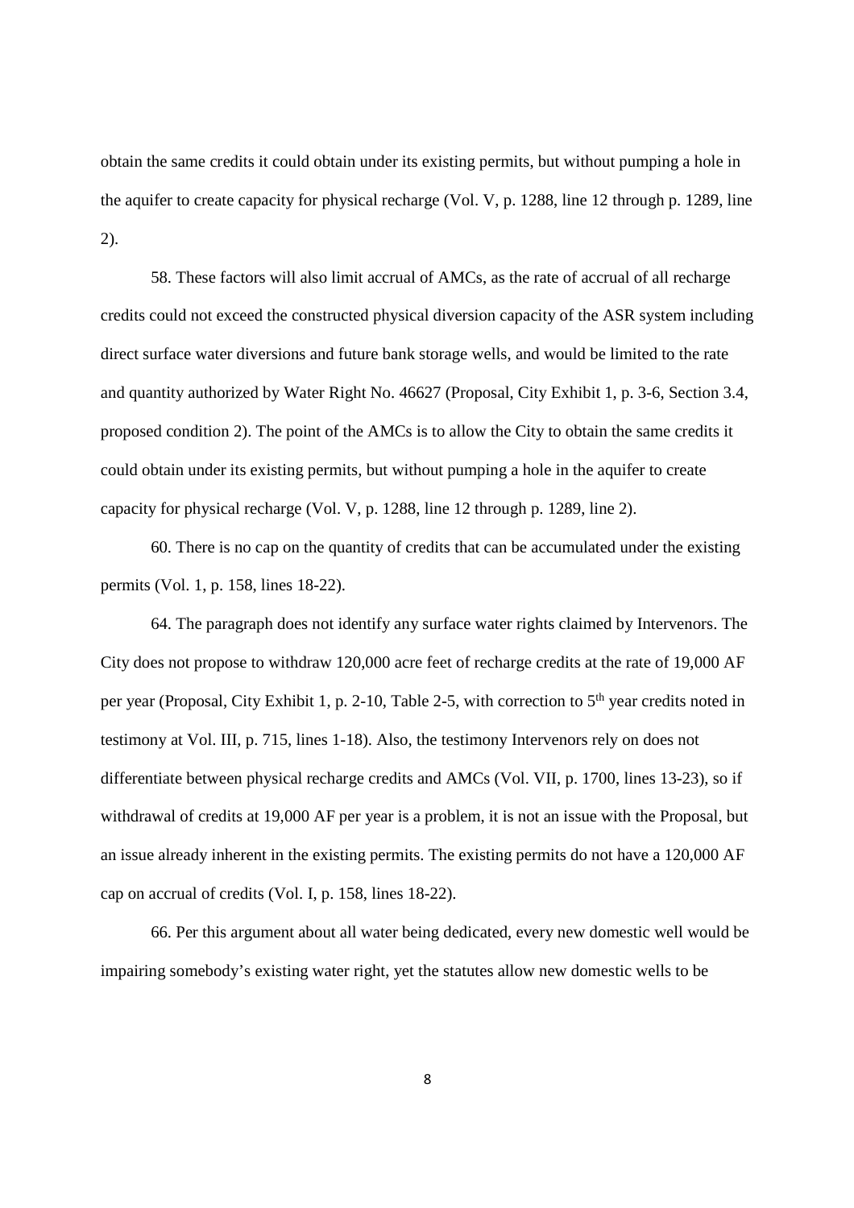obtain the same credits it could obtain under its existing permits, but without pumping a hole in the aquifer to create capacity for physical recharge (Vol. V, p. 1288, line 12 through p. 1289, line 2).

58. These factors will also limit accrual of AMCs, as the rate of accrual of all recharge credits could not exceed the constructed physical diversion capacity of the ASR system including direct surface water diversions and future bank storage wells, and would be limited to the rate and quantity authorized by Water Right No. 46627 (Proposal, City Exhibit 1, p. 3-6, Section 3.4, proposed condition 2). The point of the AMCs is to allow the City to obtain the same credits it could obtain under its existing permits, but without pumping a hole in the aquifer to create capacity for physical recharge (Vol. V, p. 1288, line 12 through p. 1289, line 2).

60. There is no cap on the quantity of credits that can be accumulated under the existing permits (Vol. 1, p. 158, lines 18-22).

64. The paragraph does not identify any surface water rights claimed by Intervenors. The City does not propose to withdraw 120,000 acre feet of recharge credits at the rate of 19,000 AF per year (Proposal, City Exhibit 1, p. 2-10, Table 2-5, with correction to 5th year credits noted in testimony at Vol. III, p. 715, lines 1-18). Also, the testimony Intervenors rely on does not differentiate between physical recharge credits and AMCs (Vol. VII, p. 1700, lines 13-23), so if withdrawal of credits at 19,000 AF per year is a problem, it is not an issue with the Proposal, but an issue already inherent in the existing permits. The existing permits do not have a 120,000 AF cap on accrual of credits (Vol. I, p. 158, lines 18-22).

66. Per this argument about all water being dedicated, every new domestic well would be impairing somebody's existing water right, yet the statutes allow new domestic wells to be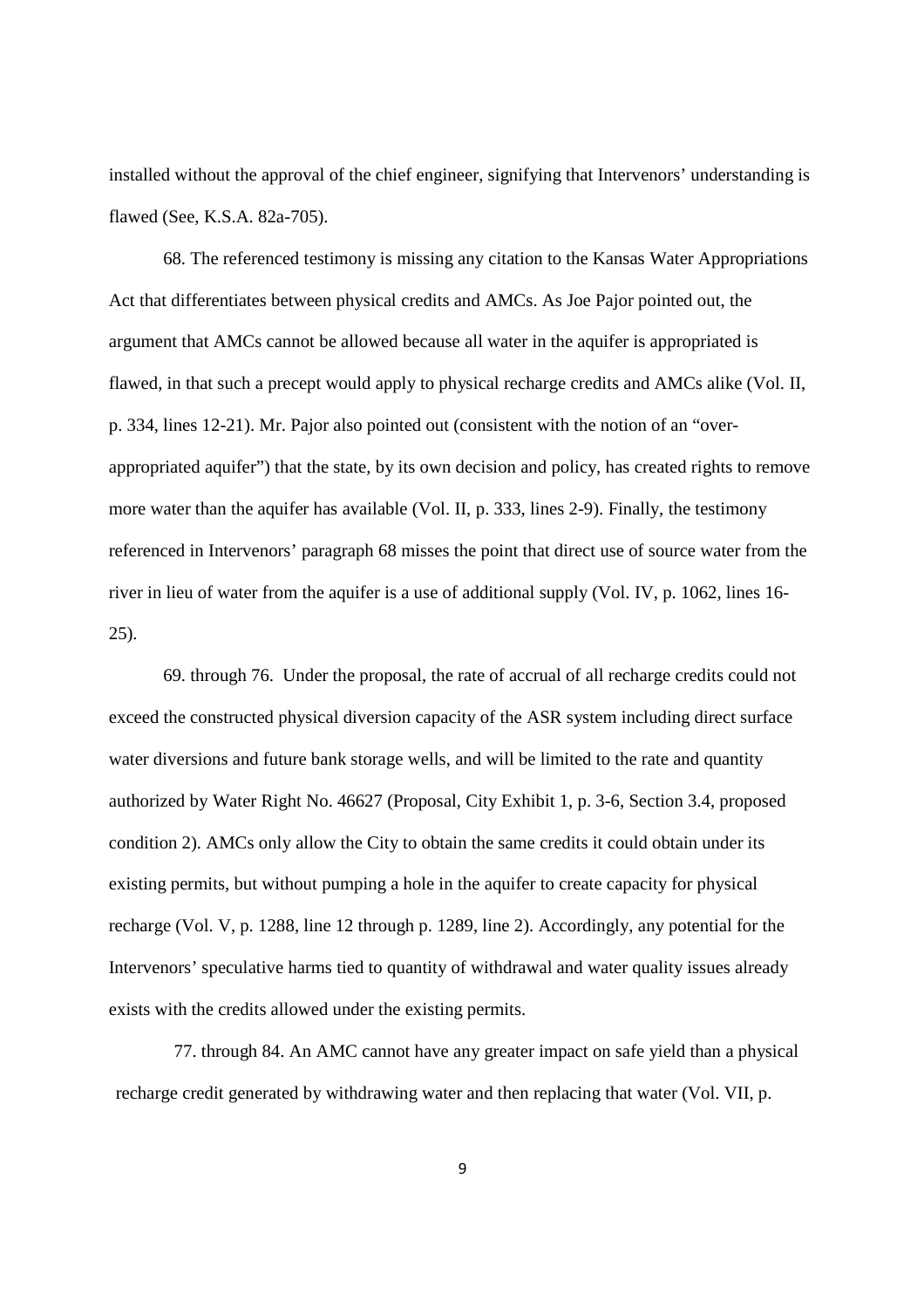installed without the approval of the chief engineer, signifying that Intervenors' understanding is flawed (See, K.S.A. 82a-705).

68. The referenced testimony is missing any citation to the Kansas Water Appropriations Act that differentiates between physical credits and AMCs. As Joe Pajor pointed out, the argument that AMCs cannot be allowed because all water in the aquifer is appropriated is flawed, in that such a precept would apply to physical recharge credits and AMCs alike (Vol. II, p. 334, lines 12-21). Mr. Pajor also pointed out (consistent with the notion of an "over-appropriated aquifer") that the state, by its own decision and policy, has created rights to remove more water than the aquifer has available (Vol. II, p. 333, lines 2-9). Finally, the testimony referenced in Intervenors' paragraph 68 misses the point that direct use of source water from the river in lieu of water from the aquifer is a use of additional supply (Vol. IV, p. 1062, lines 16-25).

69. through 76. Under the proposal, the rate of accrual of all recharge credits could not exceed the constructed physical diversion capacity of the ASR system including direct surface water diversions and future bank storage wells, and will be limited to the rate and quantity authorized by Water Right No. 46627 (Proposal, City Exhibit 1, p. 3-6, Section 3.4, proposed condition 2). AMCs only allow the City to obtain the same credits it could obtain under its existing permits, but without pumping a hole in the aquifer to create capacity for physical recharge (Vol. V, p. 1288, line 12 through p. 1289, line 2). Accordingly, any potential for the Intervenors' speculative harms tied to quantity of withdrawal and water quality issues already exists with the credits allowed under the existing permits.

77. through 84. An AMC cannot have any greater impact on safe yield than a physical recharge credit generated by withdrawing water and then replacing that water (Vol. VII, p.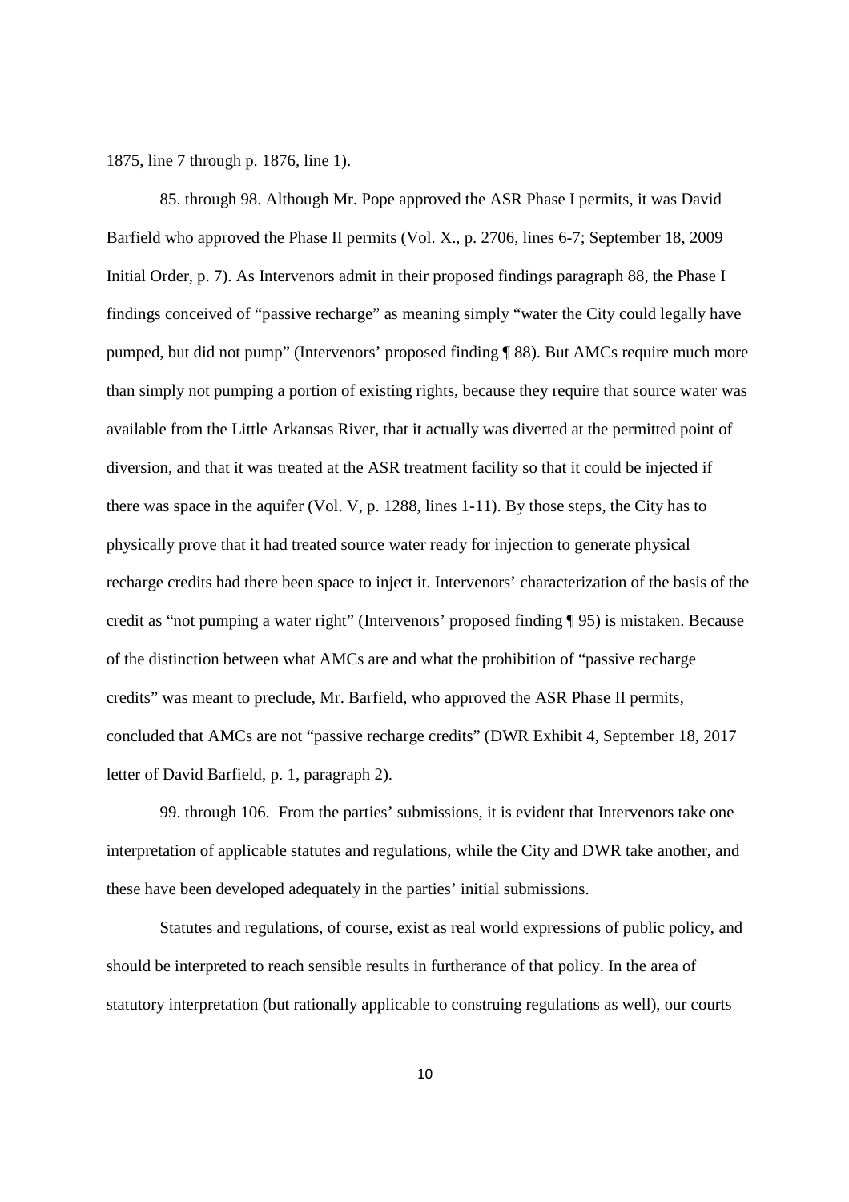1875, line 7 through p. 1876, line 1).

85. through 98. Although Mr. Pope approved the ASR Phase I permits, it was David Barfield who approved the Phase II permits (Vol. X., p. 2706, lines 6-7; September 18, 2009 Initial Order, p. 7). As Intervenors admit in their proposed findings paragraph 88, the Phase I findings conceived of "passive recharge" as meaning simply "water the City could legally have pumped, but did not pump" (Intervenors' proposed finding ¶ 88). But AMCs require much more than simply not pumping a portion of existing rights, because they require that source water was available from the Little Arkansas River, that it actually was diverted at the permitted point of diversion, and that it was treated at the ASR treatment facility so that it could be injected if there was space in the aquifer (Vol. V, p. 1288, lines 1-11). By those steps, the City has to physically prove that it had treated source water ready for injection to generate physical recharge credits had there been space to inject it. Intervenors' characterization of the basis of the credit as "not pumping a water right" (Intervenors' proposed finding ¶ 95) is mistaken. Because of the distinction between what AMCs are and what the prohibition of "passive recharge credits" was meant to preclude, Mr. Barfield, who approved the ASR Phase II permits, concluded that AMCs are not "passive recharge credits" (DWR Exhibit 4, September 18, 2017 letter of David Barfield, p. 1, paragraph 2).

99. through 106. From the parties' submissions, it is evident that Intervenors take one interpretation of applicable statutes and regulations, while the City and DWR take another, and these have been developed adequately in the parties' initial submissions.

Statutes and regulations, of course, exist as real world expressions of public policy, and should be interpreted to reach sensible results in furtherance of that policy. In the area of statutory interpretation (but rationally applicable to construing regulations as well), our courts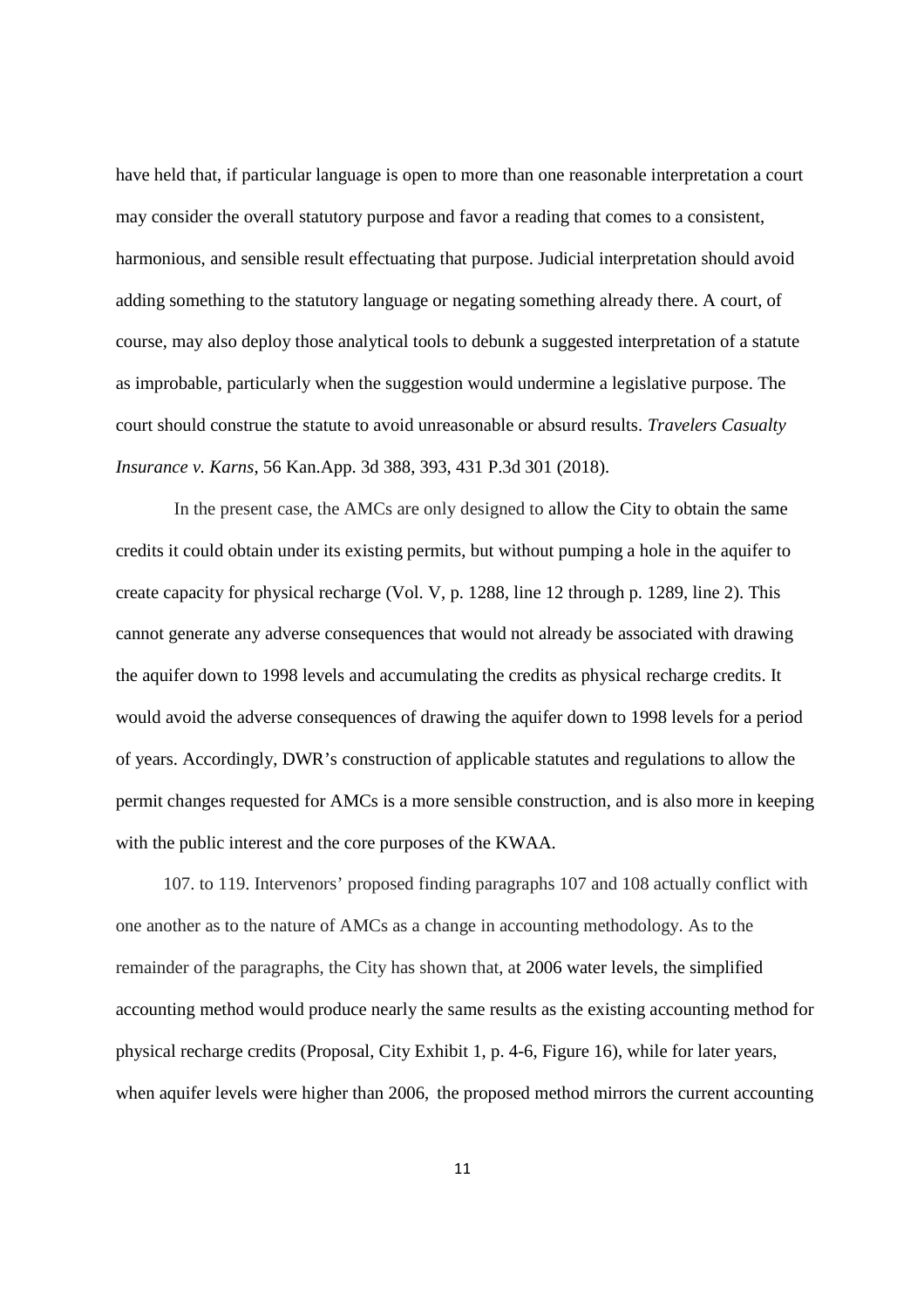have held that, if particular language is open to more than one reasonable interpretation a court may consider the overall statutory purpose and favor a reading that comes to a consistent, harmonious, and sensible result effectuating that purpose. Judicial interpretation should avoid adding something to the statutory language or negating something already there. A court, of course, may also deploy those analytical tools to debunk a suggested interpretation of a statute as improbable, particularly when the suggestion would undermine a legislative purpose. The court should construe the statute to avoid unreasonable or absurd results. *Travelers Casualty Insurance v. Karns*, 56 Kan.App. 3d 388, 393, 431 P.3d 301 (2018).

In the present case, the AMCs are only designed to allow the City to obtain the same credits it could obtain under its existing permits, but without pumping a hole in the aquifer to create capacity for physical recharge (Vol. V, p. 1288, line 12 through p. 1289, line 2). This cannot generate any adverse consequences that would not already be associated with drawing the aquifer down to 1998 levels and accumulating the credits as physical recharge credits. It would avoid the adverse consequences of drawing the aquifer down to 1998 levels for a period of years. Accordingly, DWR's construction of applicable statutes and regulations to allow the permit changes requested for AMCs is a more sensible construction, and is also more in keeping with the public interest and the core purposes of the KWAA.

107. to 119. Intervenors' proposed finding paragraphs 107 and 108 actually conflict with one another as to the nature of AMCs as a change in accounting methodology. As to the remainder of the paragraphs, the City has shown that, at 2006 water levels, the simplified accounting method would produce nearly the same results as the existing accounting method for physical recharge credits (Proposal, City Exhibit 1, p. 4-6, Figure 16), while for later years, when aquifer levels were higher than 2006, the proposed method mirrors the current accounting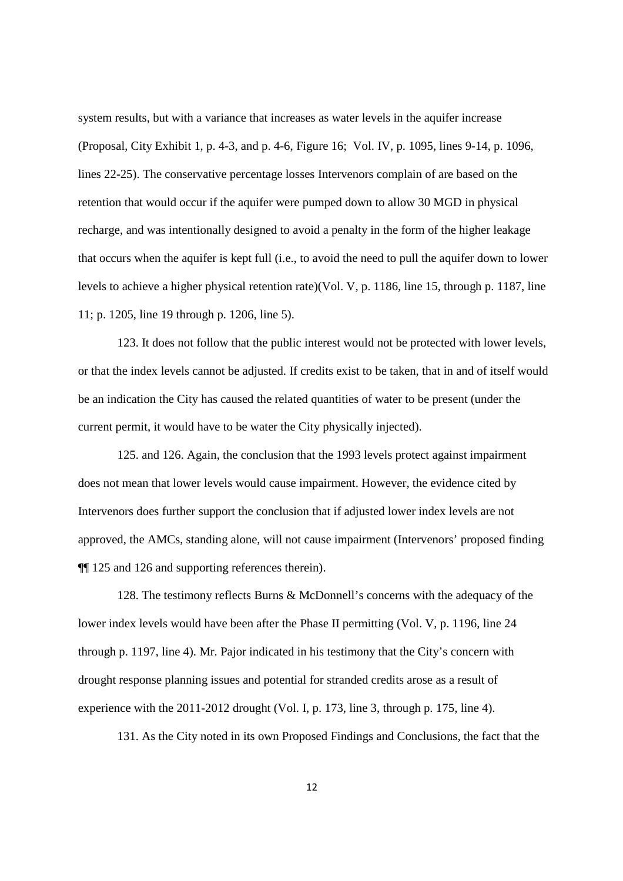system results, but with a variance that increases as water levels in the aquifer increase (Proposal, City Exhibit 1, p. 4-3, and p. 4-6, Figure 16; Vol. IV, p. 1095, lines 9-14, p. 1096, lines 22-25). The conservative percentage losses Intervenors complain of are based on the retention that would occur if the aquifer were pumped down to allow 30 MGD in physical recharge, and was intentionally designed to avoid a penalty in the form of the higher leakage that occurs when the aquifer is kept full (i.e., to avoid the need to pull the aquifer down to lower levels to achieve a higher physical retention rate)(Vol. V, p. 1186, line 15, through p. 1187, line 11; p. 1205, line 19 through p. 1206, line 5).

123. It does not follow that the public interest would not be protected with lower levels, or that the index levels cannot be adjusted. If credits exist to be taken, that in and of itself would be an indication the City has caused the related quantities of water to be present (under the current permit, it would have to be water the City physically injected).

125. and 126. Again, the conclusion that the 1993 levels protect against impairment does not mean that lower levels would cause impairment. However, the evidence cited by Intervenors does further support the conclusion that if adjusted lower index levels are not approved, the AMCs, standing alone, will not cause impairment (Intervenors' proposed finding ¶¶ 125 and 126 and supporting references therein).

128. The testimony reflects Burns & McDonnell's concerns with the adequacy of the lower index levels would have been after the Phase II permitting (Vol. V, p. 1196, line 24 through p. 1197, line 4). Mr. Pajor indicated in his testimony that the City's concern with drought response planning issues and potential for stranded credits arose as a result of experience with the 2011-2012 drought (Vol. I, p. 173, line 3, through p. 175, line 4).

131. As the City noted in its own Proposed Findings and Conclusions, the fact that the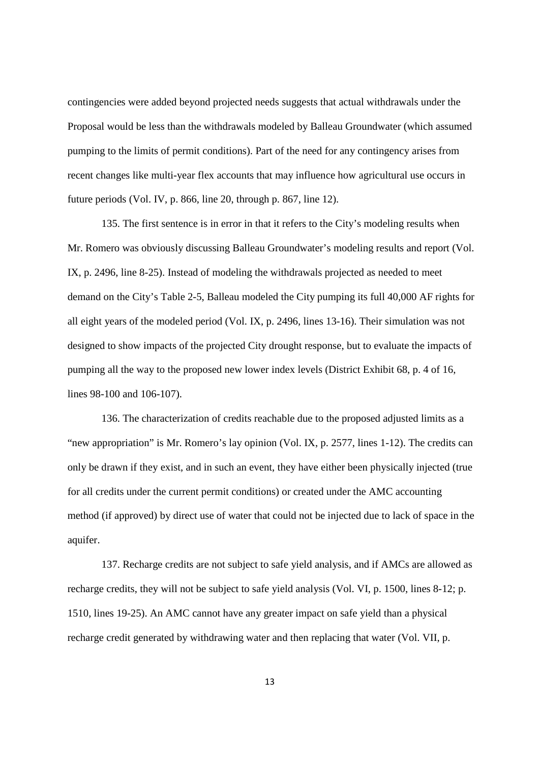contingencies were added beyond projected needs suggests that actual withdrawals under the Proposal would be less than the withdrawals modeled by Balleau Groundwater (which assumed pumping to the limits of permit conditions). Part of the need for any contingency arises from recent changes like multi-year flex accounts that may influence how agricultural use occurs in future periods (Vol. IV, p. 866, line 20, through p. 867, line 12).

135. The first sentence is in error in that it refers to the City's modeling results when Mr. Romero was obviously discussing Balleau Groundwater's modeling results and report (Vol. IX, p. 2496, line 8-25). Instead of modeling the withdrawals projected as needed to meet demand on the City's Table 2-5, Balleau modeled the City pumping its full 40,000 AF rights for all eight years of the modeled period (Vol. IX, p. 2496, lines 13-16). Their simulation was not designed to show impacts of the projected City drought response, but to evaluate the impacts of pumping all the way to the proposed new lower index levels (District Exhibit 68, p. 4 of 16, lines 98-100 and 106-107).

136. The characterization of credits reachable due to the proposed adjusted limits as a "new appropriation" is Mr. Romero's lay opinion (Vol. IX, p. 2577, lines 1-12). The credits can only be drawn if they exist, and in such an event, they have either been physically injected (true for all credits under the current permit conditions) or created under the AMC accounting method (if approved) by direct use of water that could not be injected due to lack of space in the aquifer.

137. Recharge credits are not subject to safe yield analysis, and if AMCs are allowed as recharge credits, they will not be subject to safe yield analysis (Vol. VI, p. 1500, lines 8-12; p. 1510, lines 19-25). An AMC cannot have any greater impact on safe yield than a physical recharge credit generated by withdrawing water and then replacing that water (Vol. VII, p.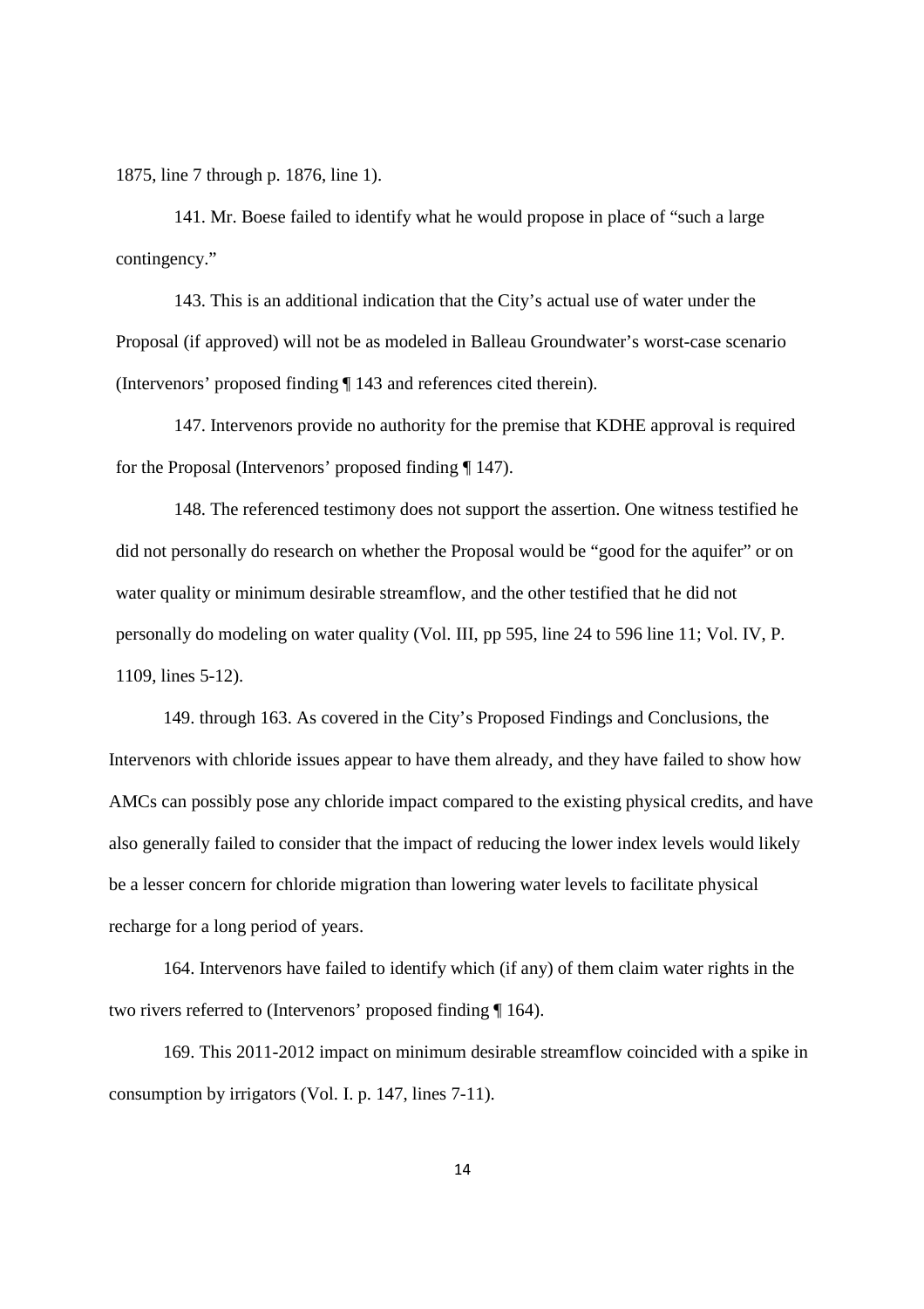1875, line 7 through p. 1876, line 1).

141. Mr. Boese failed to identify what he would propose in place of "such a large contingency."

143. This is an additional indication that the City's actual use of water under the Proposal (if approved) will not be as modeled in Balleau Groundwater's worst-case scenario (Intervenors' proposed finding ¶ 143 and references cited therein).

147. Intervenors provide no authority for the premise that KDHE approval is required for the Proposal (Intervenors' proposed finding ¶ 147).

148. The referenced testimony does not support the assertion. One witness testified he did not personally do research on whether the Proposal would be "good for the aquifer" or on water quality or minimum desirable streamflow, and the other testified that he did not personally do modeling on water quality (Vol. III, pp 595, line 24 to 596 line 11; Vol. IV, P. 1109, lines 5-12).

149. through 163. As covered in the City's Proposed Findings and Conclusions, the Intervenors with chloride issues appear to have them already, and they have failed to show how AMCs can possibly pose any chloride impact compared to the existing physical credits, and have also generally failed to consider that the impact of reducing the lower index levels would likely be a lesser concern for chloride migration than lowering water levels to facilitate physical recharge for a long period of years.

164. Intervenors have failed to identify which (if any) of them claim water rights in the two rivers referred to (Intervenors' proposed finding ¶ 164).

169. This 2011-2012 impact on minimum desirable streamflow coincided with a spike in consumption by irrigators (Vol. I. p. 147, lines 7-11).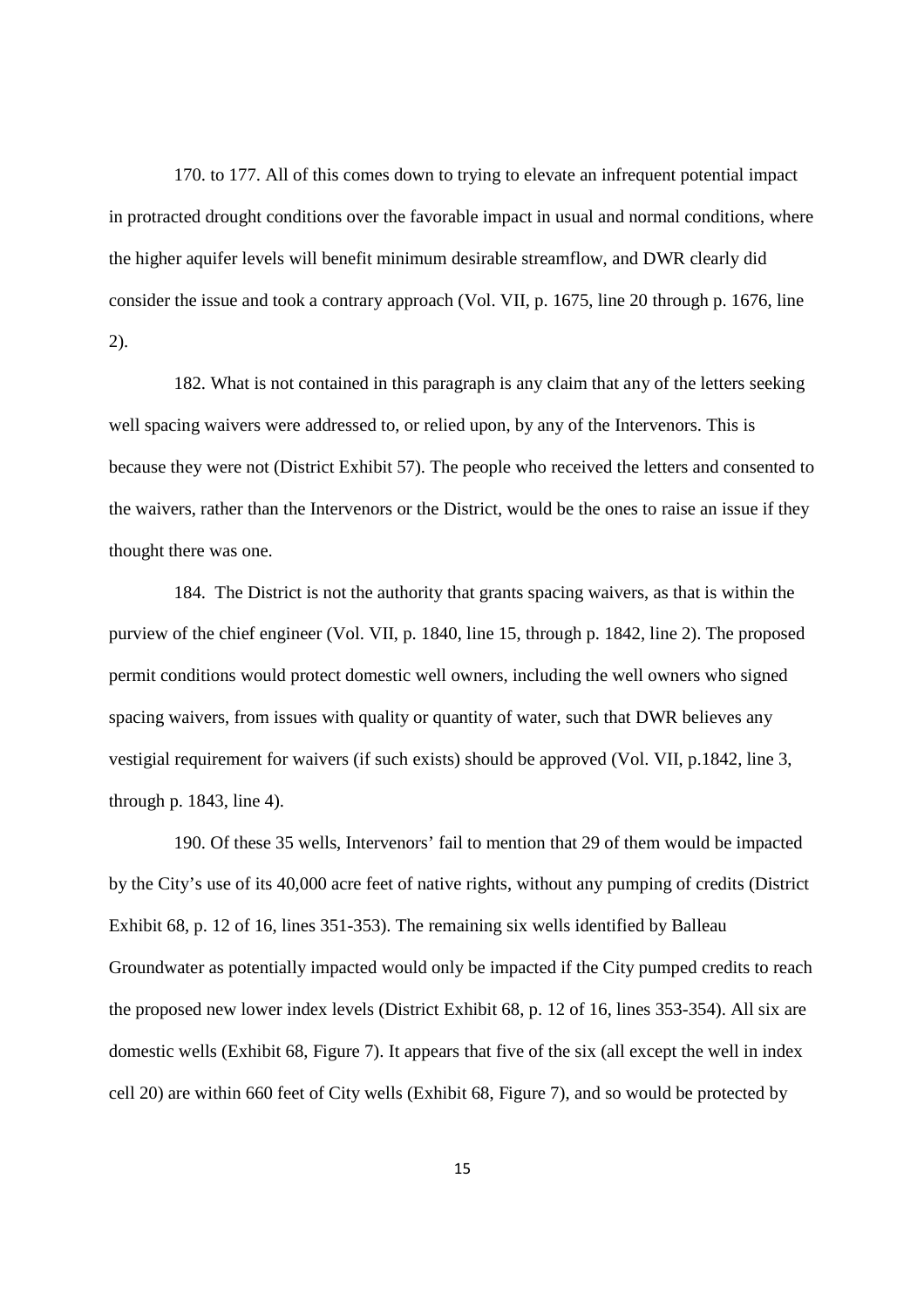170. to 177. All of this comes down to trying to elevate an infrequent potential impact in protracted drought conditions over the favorable impact in usual and normal conditions, where the higher aquifer levels will benefit minimum desirable streamflow, and DWR clearly did consider the issue and took a contrary approach (Vol. VII, p. 1675, line 20 through p. 1676, line 2).

182. What is not contained in this paragraph is any claim that any of the letters seeking well spacing waivers were addressed to, or relied upon, by any of the Intervenors. This is because they were not (District Exhibit 57). The people who received the letters and consented to the waivers, rather than the Intervenors or the District, would be the ones to raise an issue if they thought there was one.

184. The District is not the authority that grants spacing waivers, as that is within the purview of the chief engineer (Vol. VII, p. 1840, line 15, through p. 1842, line 2). The proposed permit conditions would protect domestic well owners, including the well owners who signed spacing waivers, from issues with quality or quantity of water, such that DWR believes any vestigial requirement for waivers (if such exists) should be approved (Vol. VII, p.1842, line 3, through p. 1843, line 4).

190. Of these 35 wells, Intervenors' fail to mention that 29 of them would be impacted by the City's use of its 40,000 acre feet of native rights, without any pumping of credits (District Exhibit 68, p. 12 of 16, lines 351-353). The remaining six wells identified by Balleau Groundwater as potentially impacted would only be impacted if the City pumped credits to reach the proposed new lower index levels (District Exhibit 68, p. 12 of 16, lines 353-354). All six are domestic wells (Exhibit 68, Figure 7). It appears that five of the six (all except the well in index cell 20) are within 660 feet of City wells (Exhibit 68, Figure 7), and so would be protected by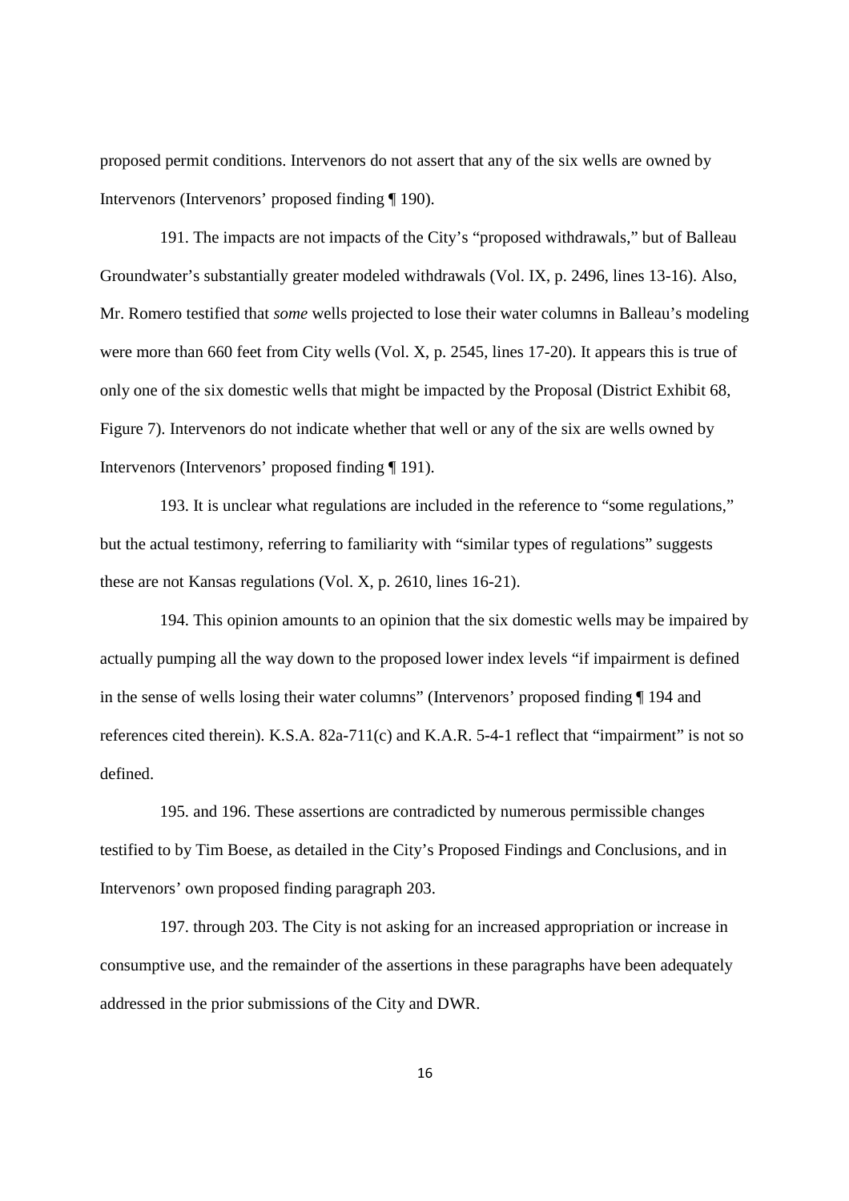proposed permit conditions. Intervenors do not assert that any of the six wells are owned by Intervenors (Intervenors' proposed finding ¶ 190).

191. The impacts are not impacts of the City's "proposed withdrawals," but of Balleau Groundwater's substantially greater modeled withdrawals (Vol. IX, p. 2496, lines 13-16). Also, Mr. Romero testified that *some* wells projected to lose their water columns in Balleau's modeling were more than 660 feet from City wells (Vol. X, p. 2545, lines 17-20). It appears this is true of only one of the six domestic wells that might be impacted by the Proposal (District Exhibit 68, Figure 7). Intervenors do not indicate whether that well or any of the six are wells owned by Intervenors (Intervenors' proposed finding ¶ 191).

193. It is unclear what regulations are included in the reference to "some regulations," but the actual testimony, referring to familiarity with "similar types of regulations" suggests these are not Kansas regulations (Vol. X, p. 2610, lines 16-21).

194. This opinion amounts to an opinion that the six domestic wells may be impaired by actually pumping all the way down to the proposed lower index levels "if impairment is defined in the sense of wells losing their water columns" (Intervenors' proposed finding ¶ 194 and references cited therein). K.S.A. 82a-711(c) and K.A.R. 5-4-1 reflect that "impairment" is not so defined.

195. and 196. These assertions are contradicted by numerous permissible changes testified to by Tim Boese, as detailed in the City's Proposed Findings and Conclusions, and in Intervenors' own proposed finding paragraph 203.

197. through 203. The City is not asking for an increased appropriation or increase in consumptive use, and the remainder of the assertions in these paragraphs have been adequately addressed in the prior submissions of the City and DWR.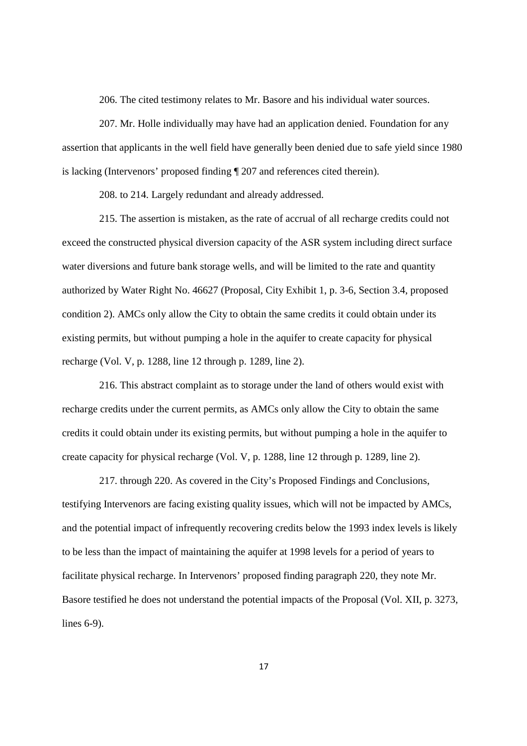206. The cited testimony relates to Mr. Basore and his individual water sources.

207. Mr. Holle individually may have had an application denied. Foundation for any assertion that applicants in the well field have generally been denied due to safe yield since 1980 is lacking (Intervenors' proposed finding ¶ 207 and references cited therein).

208. to 214. Largely redundant and already addressed.

215. The assertion is mistaken, as the rate of accrual of all recharge credits could not exceed the constructed physical diversion capacity of the ASR system including direct surface water diversions and future bank storage wells, and will be limited to the rate and quantity authorized by Water Right No. 46627 (Proposal, City Exhibit 1, p. 3-6, Section 3.4, proposed condition 2). AMCs only allow the City to obtain the same credits it could obtain under its existing permits, but without pumping a hole in the aquifer to create capacity for physical recharge (Vol. V, p. 1288, line 12 through p. 1289, line 2).

216. This abstract complaint as to storage under the land of others would exist with recharge credits under the current permits, as AMCs only allow the City to obtain the same credits it could obtain under its existing permits, but without pumping a hole in the aquifer to create capacity for physical recharge (Vol. V, p. 1288, line 12 through p. 1289, line 2).

217. through 220. As covered in the City's Proposed Findings and Conclusions, testifying Intervenors are facing existing quality issues, which will not be impacted by AMCs, and the potential impact of infrequently recovering credits below the 1993 index levels is likely to be less than the impact of maintaining the aquifer at 1998 levels for a period of years to facilitate physical recharge. In Intervenors' proposed finding paragraph 220, they note Mr. Basore testified he does not understand the potential impacts of the Proposal (Vol. XII, p. 3273, lines 6-9).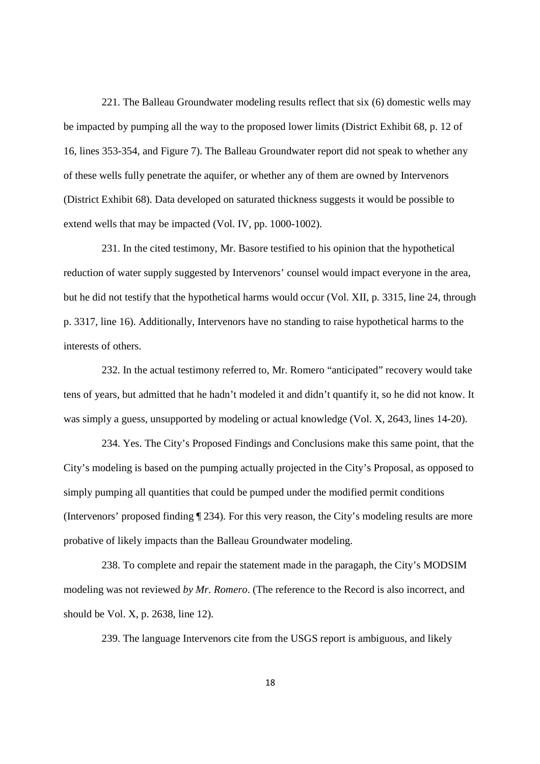221. The Balleau Groundwater modeling results reflect that six (6) domestic wells may be impacted by pumping all the way to the proposed lower limits (District Exhibit 68, p. 12 of 16, lines 353-354, and Figure 7). The Balleau Groundwater report did not speak to whether any of these wells fully penetrate the aquifer, or whether any of them are owned by Intervenors (District Exhibit 68). Data developed on saturated thickness suggests it would be possible to extend wells that may be impacted (Vol. IV, pp. 1000-1002).

231. In the cited testimony, Mr. Basore testified to his opinion that the hypothetical reduction of water supply suggested by Intervenors' counsel would impact everyone in the area, but he did not testify that the hypothetical harms would occur (Vol. XII, p. 3315, line 24, through p. 3317, line 16). Additionally, Intervenors have no standing to raise hypothetical harms to the interests of others.

232. In the actual testimony referred to, Mr. Romero "anticipated" recovery would take tens of years, but admitted that he hadn't modeled it and didn't quantify it, so he did not know. It was simply a guess, unsupported by modeling or actual knowledge (Vol. X, 2643, lines 14-20).

234. Yes. The City's Proposed Findings and Conclusions make this same point, that the City's modeling is based on the pumping actually projected in the City's Proposal, as opposed to simply pumping all quantities that could be pumped under the modified permit conditions (Intervenors' proposed finding ¶ 234). For this very reason, the City's modeling results are more probative of likely impacts than the Balleau Groundwater modeling.

238. To complete and repair the statement made in the paragaph, the City's MODSIM modeling was not reviewed *by Mr. Romero*. (The reference to the Record is also incorrect, and should be Vol. X, p. 2638, line 12).

239. The language Intervenors cite from the USGS report is ambiguous, and likely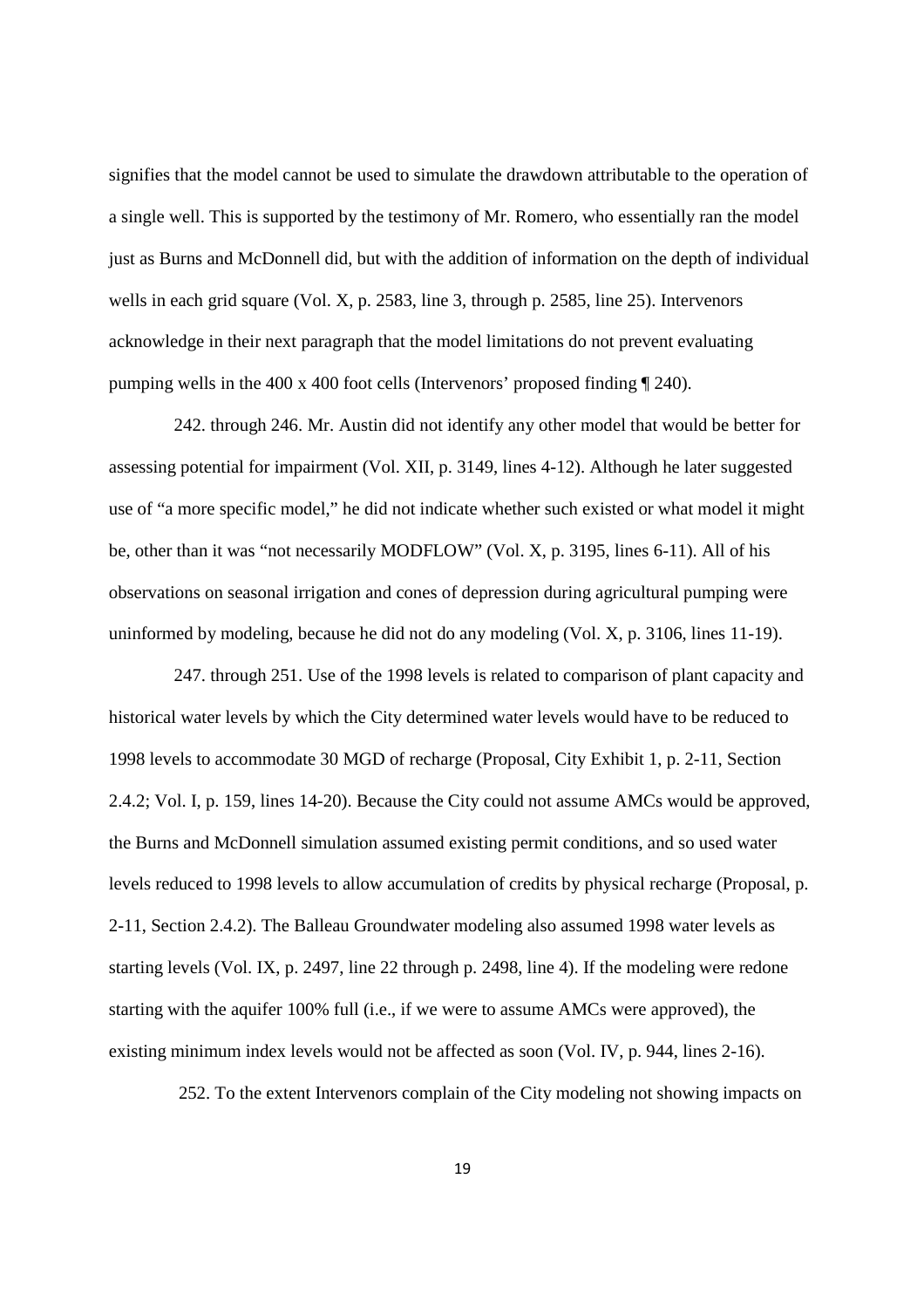signifies that the model cannot be used to simulate the drawdown attributable to the operation of a single well. This is supported by the testimony of Mr. Romero, who essentially ran the model just as Burns and McDonnell did, but with the addition of information on the depth of individual wells in each grid square (Vol. X, p. 2583, line 3, through p. 2585, line 25). Intervenors acknowledge in their next paragraph that the model limitations do not prevent evaluating pumping wells in the 400 x 400 foot cells (Intervenors' proposed finding ¶ 240).

242. through 246. Mr. Austin did not identify any other model that would be better for assessing potential for impairment (Vol. XII, p. 3149, lines 4-12). Although he later suggested use of "a more specific model," he did not indicate whether such existed or what model it might be, other than it was "not necessarily MODFLOW" (Vol. X, p. 3195, lines 6-11). All of his observations on seasonal irrigation and cones of depression during agricultural pumping were uninformed by modeling, because he did not do any modeling (Vol. X, p. 3106, lines 11-19).

247. through 251. Use of the 1998 levels is related to comparison of plant capacity and historical water levels by which the City determined water levels would have to be reduced to 1998 levels to accommodate 30 MGD of recharge (Proposal, City Exhibit 1, p. 2-11, Section 2.4.2; Vol. I, p. 159, lines 14-20). Because the City could not assume AMCs would be approved, the Burns and McDonnell simulation assumed existing permit conditions, and so used water levels reduced to 1998 levels to allow accumulation of credits by physical recharge (Proposal, p. 2-11, Section 2.4.2). The Balleau Groundwater modeling also assumed 1998 water levels as starting levels (Vol. IX, p. 2497, line 22 through p. 2498, line 4). If the modeling were redone starting with the aquifer 100% full (i.e., if we were to assume AMCs were approved), the existing minimum index levels would not be affected as soon (Vol. IV, p. 944, lines 2-16).

252. To the extent Intervenors complain of the City modeling not showing impacts on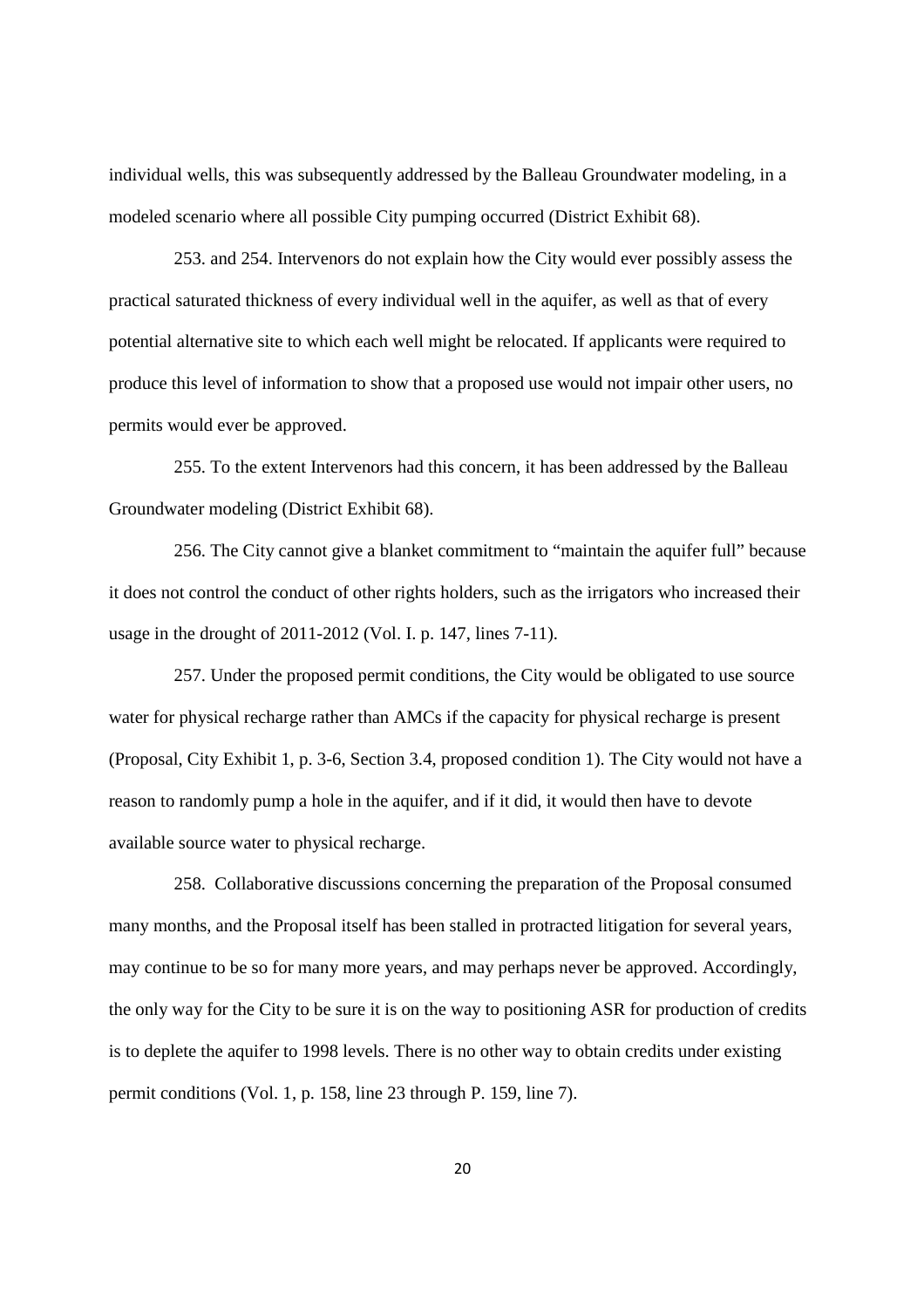individual wells, this was subsequently addressed by the Balleau Groundwater modeling, in a modeled scenario where all possible City pumping occurred (District Exhibit 68).

253. and 254. Intervenors do not explain how the City would ever possibly assess the practical saturated thickness of every individual well in the aquifer, as well as that of every potential alternative site to which each well might be relocated. If applicants were required to produce this level of information to show that a proposed use would not impair other users, no permits would ever be approved.

255. To the extent Intervenors had this concern, it has been addressed by the Balleau Groundwater modeling (District Exhibit 68).

256. The City cannot give a blanket commitment to "maintain the aquifer full" because it does not control the conduct of other rights holders, such as the irrigators who increased their usage in the drought of 2011-2012 (Vol. I. p. 147, lines 7-11).

257. Under the proposed permit conditions, the City would be obligated to use source water for physical recharge rather than AMCs if the capacity for physical recharge is present (Proposal, City Exhibit 1, p. 3-6, Section 3.4, proposed condition 1). The City would not have a reason to randomly pump a hole in the aquifer, and if it did, it would then have to devote available source water to physical recharge.

258. Collaborative discussions concerning the preparation of the Proposal consumed many months, and the Proposal itself has been stalled in protracted litigation for several years, may continue to be so for many more years, and may perhaps never be approved. Accordingly, the only way for the City to be sure it is on the way to positioning ASR for production of credits is to deplete the aquifer to 1998 levels. There is no other way to obtain credits under existing permit conditions (Vol. 1, p. 158, line 23 through P. 159, line 7).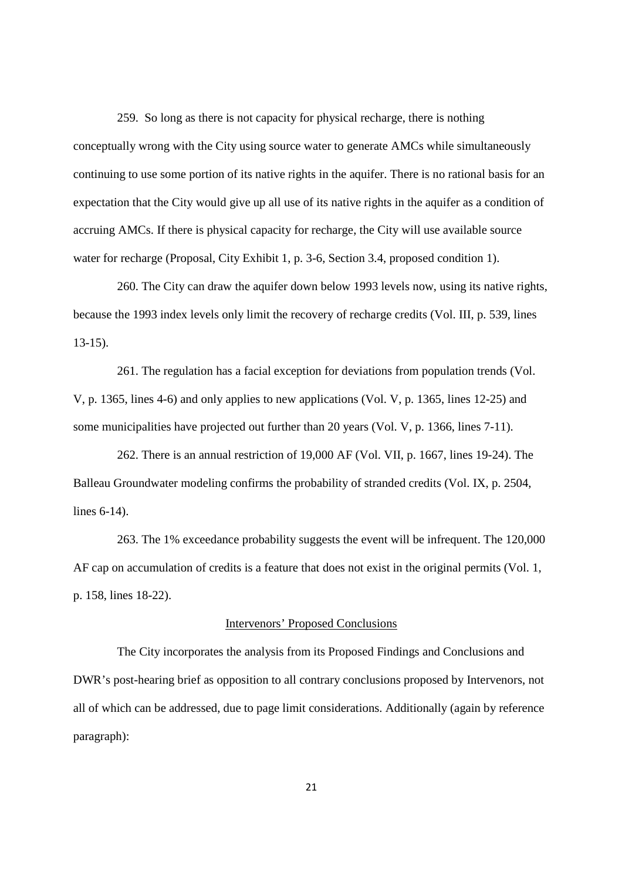259. So long as there is not capacity for physical recharge, there is nothing conceptually wrong with the City using source water to generate AMCs while simultaneously continuing to use some portion of its native rights in the aquifer. There is no rational basis for an expectation that the City would give up all use of its native rights in the aquifer as a condition of accruing AMCs. If there is physical capacity for recharge, the City will use available source water for recharge (Proposal, City Exhibit 1, p. 3-6, Section 3.4, proposed condition 1).

260. The City can draw the aquifer down below 1993 levels now, using its native rights, because the 1993 index levels only limit the recovery of recharge credits (Vol. III, p. 539, lines 13-15).

261. The regulation has a facial exception for deviations from population trends (Vol. V, p. 1365, lines 4-6) and only applies to new applications (Vol. V, p. 1365, lines 12-25) and some municipalities have projected out further than 20 years (Vol. V, p. 1366, lines 7-11).

262. There is an annual restriction of 19,000 AF (Vol. VII, p. 1667, lines 19-24). The Balleau Groundwater modeling confirms the probability of stranded credits (Vol. IX, p. 2504, lines 6-14).

263. The 1% exceedance probability suggests the event will be infrequent. The 120,000 AF cap on accumulation of credits is a feature that does not exist in the original permits (Vol. 1, p. 158, lines 18-22).

<u>Intervenors' Proposed Conclusions</u>

The City incorporates the analysis from its Proposed Findings and Conclusions and DWR's post-hearing brief as opposition to all contrary conclusions proposed by Intervenors, not all of which can be addressed, due to page limit considerations. Additionally (again by reference paragraph):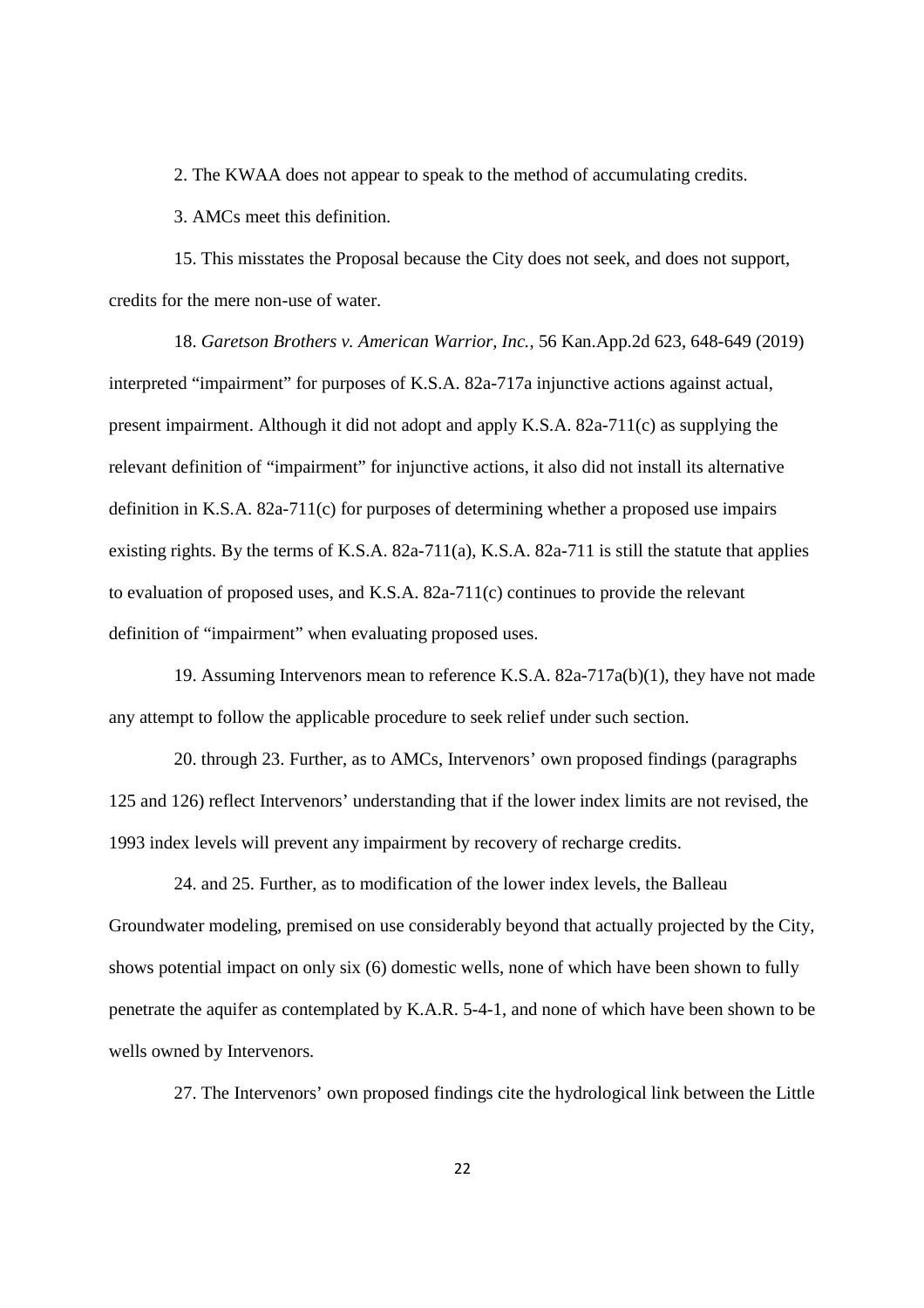2. The KWAA does not appear to speak to the method of accumulating credits.

3. AMCs meet this definition.

15. This misstates the Proposal because the City does not seek, and does not support, credits for the mere non-use of water.

18. *Garetson Brothers v. American Warrior, Inc.*, 56 Kan.App.2d 623, 648-649 (2019) interpreted "impairment" for purposes of K.S.A. 82a-717a injunctive actions against actual, present impairment. Although it did not adopt and apply K.S.A. 82a-711(c) as supplying the relevant definition of "impairment" for injunctive actions, it also did not install its alternative definition in K.S.A. 82a-711(c) for purposes of determining whether a proposed use impairs existing rights. By the terms of K.S.A. 82a-711(a), K.S.A. 82a-711 is still the statute that applies to evaluation of proposed uses, and K.S.A. 82a-711(c) continues to provide the relevant definition of "impairment" when evaluating proposed uses.

19. Assuming Intervenors mean to reference K.S.A. 82a-717a(b)(1), they have not made any attempt to follow the applicable procedure to seek relief under such section.

20. through 23. Further, as to AMCs, Intervenors' own proposed findings (paragraphs 125 and 126) reflect Intervenors' understanding that if the lower index limits are not revised, the 1993 index levels will prevent any impairment by recovery of recharge credits.

24. and 25. Further, as to modification of the lower index levels, the Balleau Groundwater modeling, premised on use considerably beyond that actually projected by the City, shows potential impact on only six (6) domestic wells, none of which have been shown to fully penetrate the aquifer as contemplated by K.A.R. 5-4-1, and none of which have been shown to be wells owned by Intervenors.

27. The Intervenors' own proposed findings cite the hydrological link between the Little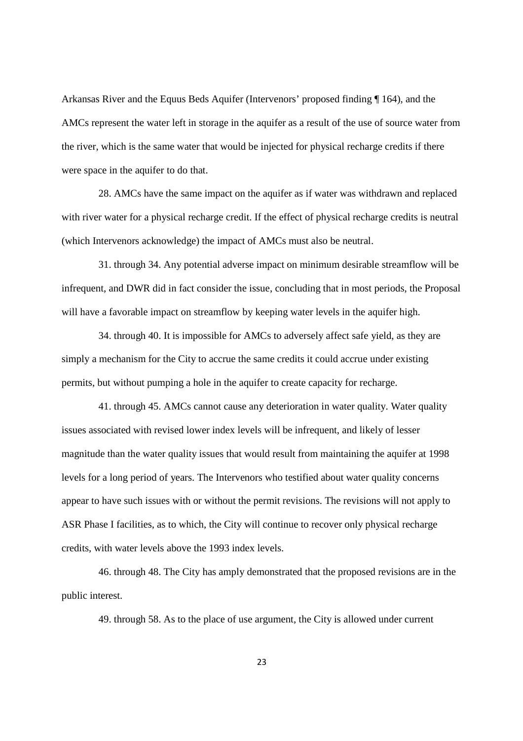Arkansas River and the Equus Beds Aquifer (Intervenors' proposed finding ¶ 164), and the AMCs represent the water left in storage in the aquifer as a result of the use of source water from the river, which is the same water that would be injected for physical recharge credits if there were space in the aquifer to do that.

28. AMCs have the same impact on the aquifer as if water was withdrawn and replaced with river water for a physical recharge credit. If the effect of physical recharge credits is neutral (which Intervenors acknowledge) the impact of AMCs must also be neutral.

31. through 34. Any potential adverse impact on minimum desirable streamflow will be infrequent, and DWR did in fact consider the issue, concluding that in most periods, the Proposal will have a favorable impact on streamflow by keeping water levels in the aquifer high.

34. through 40. It is impossible for AMCs to adversely affect safe yield, as they are simply a mechanism for the City to accrue the same credits it could accrue under existing permits, but without pumping a hole in the aquifer to create capacity for recharge.

41. through 45. AMCs cannot cause any deterioration in water quality. Water quality issues associated with revised lower index levels will be infrequent, and likely of lesser magnitude than the water quality issues that would result from maintaining the aquifer at 1998 levels for a long period of years. The Intervenors who testified about water quality concerns appear to have such issues with or without the permit revisions. The revisions will not apply to ASR Phase I facilities, as to which, the City will continue to recover only physical recharge credits, with water levels above the 1993 index levels.

46. through 48. The City has amply demonstrated that the proposed revisions are in the public interest.

49. through 58. As to the place of use argument, the City is allowed under current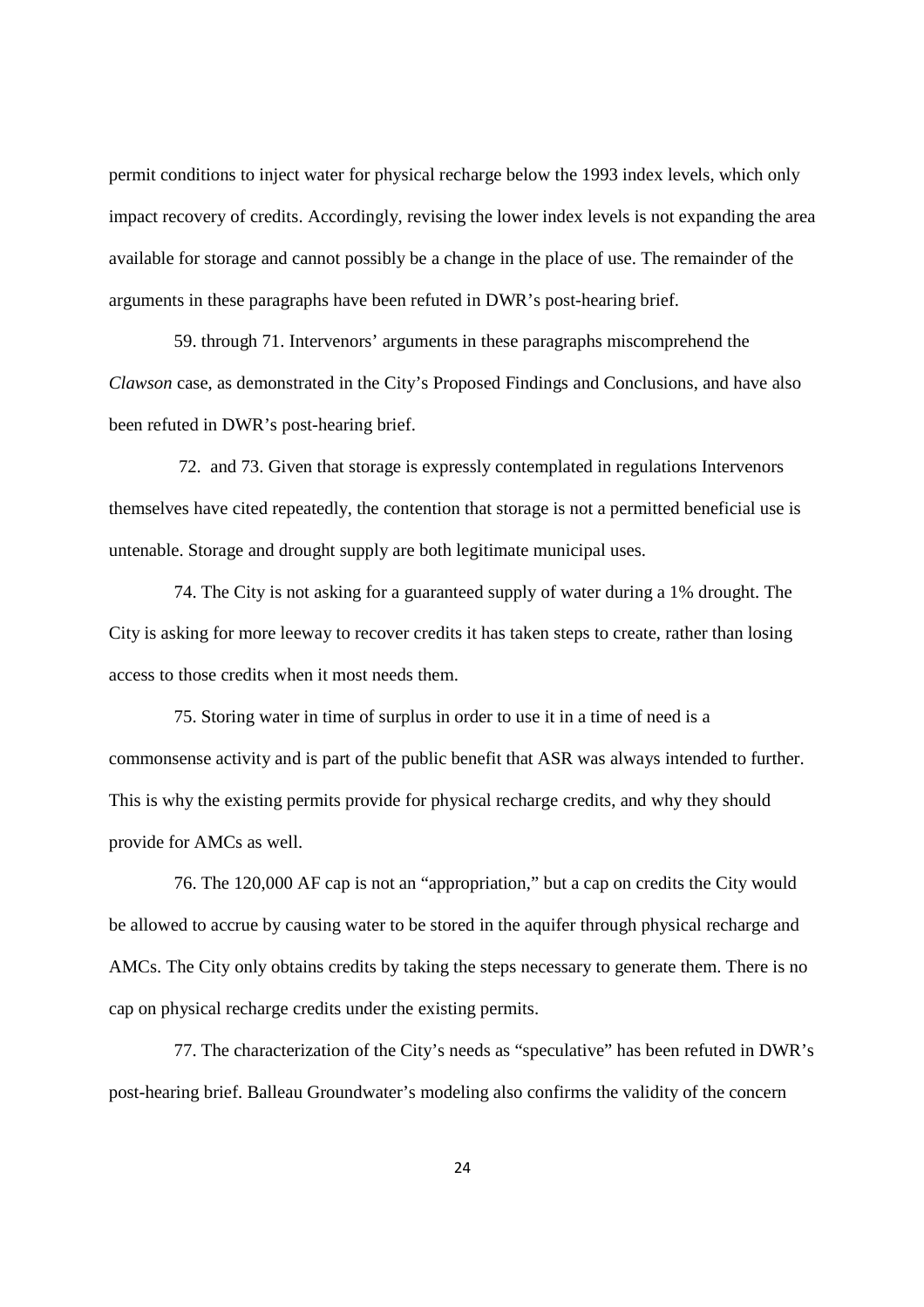permit conditions to inject water for physical recharge below the 1993 index levels, which only impact recovery of credits. Accordingly, revising the lower index levels is not expanding the area available for storage and cannot possibly be a change in the place of use. The remainder of the arguments in these paragraphs have been refuted in DWR's post-hearing brief.

59. through 71. Intervenors' arguments in these paragraphs miscomprehend the *Clawson* case, as demonstrated in the City's Proposed Findings and Conclusions, and have also been refuted in DWR's post-hearing brief.

72. and 73. Given that storage is expressly contemplated in regulations Intervenors themselves have cited repeatedly, the contention that storage is not a permitted beneficial use is untenable. Storage and drought supply are both legitimate municipal uses.

74. The City is not asking for a guaranteed supply of water during a 1% drought. The City is asking for more leeway to recover credits it has taken steps to create, rather than losing access to those credits when it most needs them.

75. Storing water in time of surplus in order to use it in a time of need is a commonsense activity and is part of the public benefit that ASR was always intended to further. This is why the existing permits provide for physical recharge credits, and why they should provide for AMCs as well.

76. The 120,000 AF cap is not an "appropriation," but a cap on credits the City would be allowed to accrue by causing water to be stored in the aquifer through physical recharge and AMCs. The City only obtains credits by taking the steps necessary to generate them. There is no cap on physical recharge credits under the existing permits.

77. The characterization of the City's needs as "speculative" has been refuted in DWR's post-hearing brief. Balleau Groundwater's modeling also confirms the validity of the concern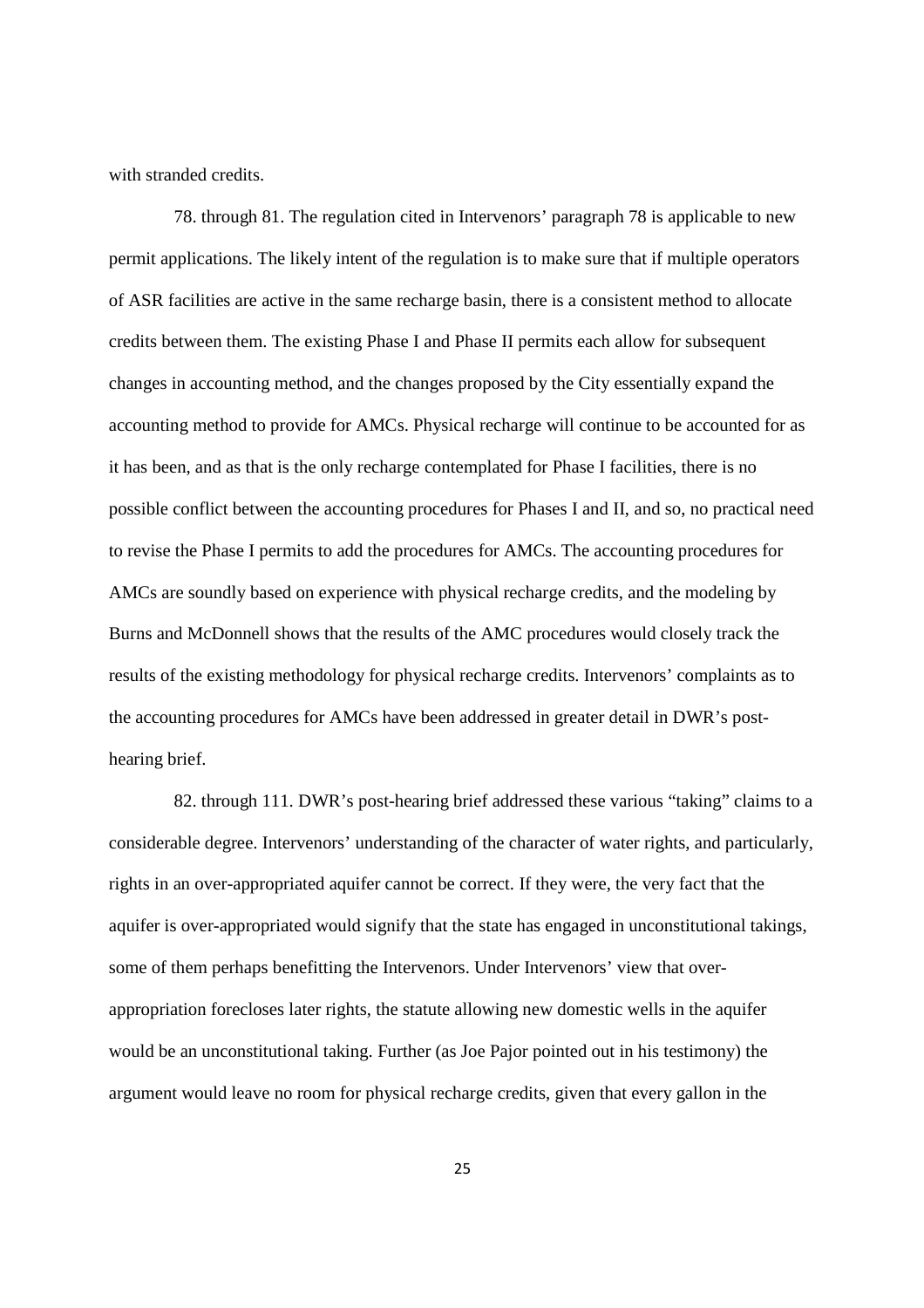with stranded credits.

78. through 81. The regulation cited in Intervenors' paragraph 78 is applicable to new permit applications. The likely intent of the regulation is to make sure that if multiple operators of ASR facilities are active in the same recharge basin, there is a consistent method to allocate credits between them. The existing Phase I and Phase II permits each allow for subsequent changes in accounting method, and the changes proposed by the City essentially expand the accounting method to provide for AMCs. Physical recharge will continue to be accounted for as it has been, and as that is the only recharge contemplated for Phase I facilities, there is no possible conflict between the accounting procedures for Phases I and II, and so, no practical need to revise the Phase I permits to add the procedures for AMCs. The accounting procedures for AMCs are soundly based on experience with physical recharge credits, and the modeling by Burns and McDonnell shows that the results of the AMC procedures would closely track the results of the existing methodology for physical recharge credits. Intervenors' complaints as to the accounting procedures for AMCs have been addressed in greater detail in DWR's post-hearing brief.

82. through 111. DWR's post-hearing brief addressed these various "taking" claims to a considerable degree. Intervenors' understanding of the character of water rights, and particularly, rights in an over-appropriated aquifer cannot be correct. If they were, the very fact that the aquifer is over-appropriated would signify that the state has engaged in unconstitutional takings, some of them perhaps benefitting the Intervenors. Under Intervenors' view that over-appropriation forecloses later rights, the statute allowing new domestic wells in the aquifer would be an unconstitutional taking. Further (as Joe Pajor pointed out in his testimony) the argument would leave no room for physical recharge credits, given that every gallon in the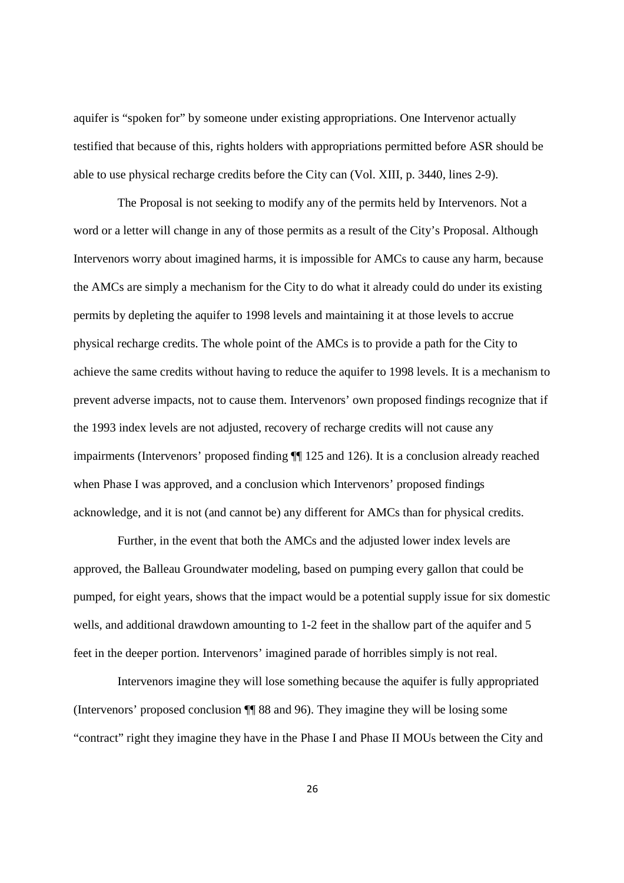aquifer is "spoken for" by someone under existing appropriations. One Intervenor actually testified that because of this, rights holders with appropriations permitted before ASR should be able to use physical recharge credits before the City can (Vol. XIII, p. 3440, lines 2-9).

The Proposal is not seeking to modify any of the permits held by Intervenors. Not a word or a letter will change in any of those permits as a result of the City's Proposal. Although Intervenors worry about imagined harms, it is impossible for AMCs to cause any harm, because the AMCs are simply a mechanism for the City to do what it already could do under its existing permits by depleting the aquifer to 1998 levels and maintaining it at those levels to accrue physical recharge credits. The whole point of the AMCs is to provide a path for the City to achieve the same credits without having to reduce the aquifer to 1998 levels. It is a mechanism to prevent adverse impacts, not to cause them. Intervenors' own proposed findings recognize that if the 1993 index levels are not adjusted, recovery of recharge credits will not cause any impairments (Intervenors' proposed finding ¶¶ 125 and 126). It is a conclusion already reached when Phase I was approved, and a conclusion which Intervenors' proposed findings acknowledge, and it is not (and cannot be) any different for AMCs than for physical credits.

Further, in the event that both the AMCs and the adjusted lower index levels are approved, the Balleau Groundwater modeling, based on pumping every gallon that could be pumped, for eight years, shows that the impact would be a potential supply issue for six domestic wells, and additional drawdown amounting to 1-2 feet in the shallow part of the aquifer and 5 feet in the deeper portion. Intervenors' imagined parade of horribles simply is not real.

Intervenors imagine they will lose something because the aquifer is fully appropriated (Intervenors' proposed conclusion ¶¶ 88 and 96). They imagine they will be losing some "contract" right they imagine they have in the Phase I and Phase II MOUs between the City and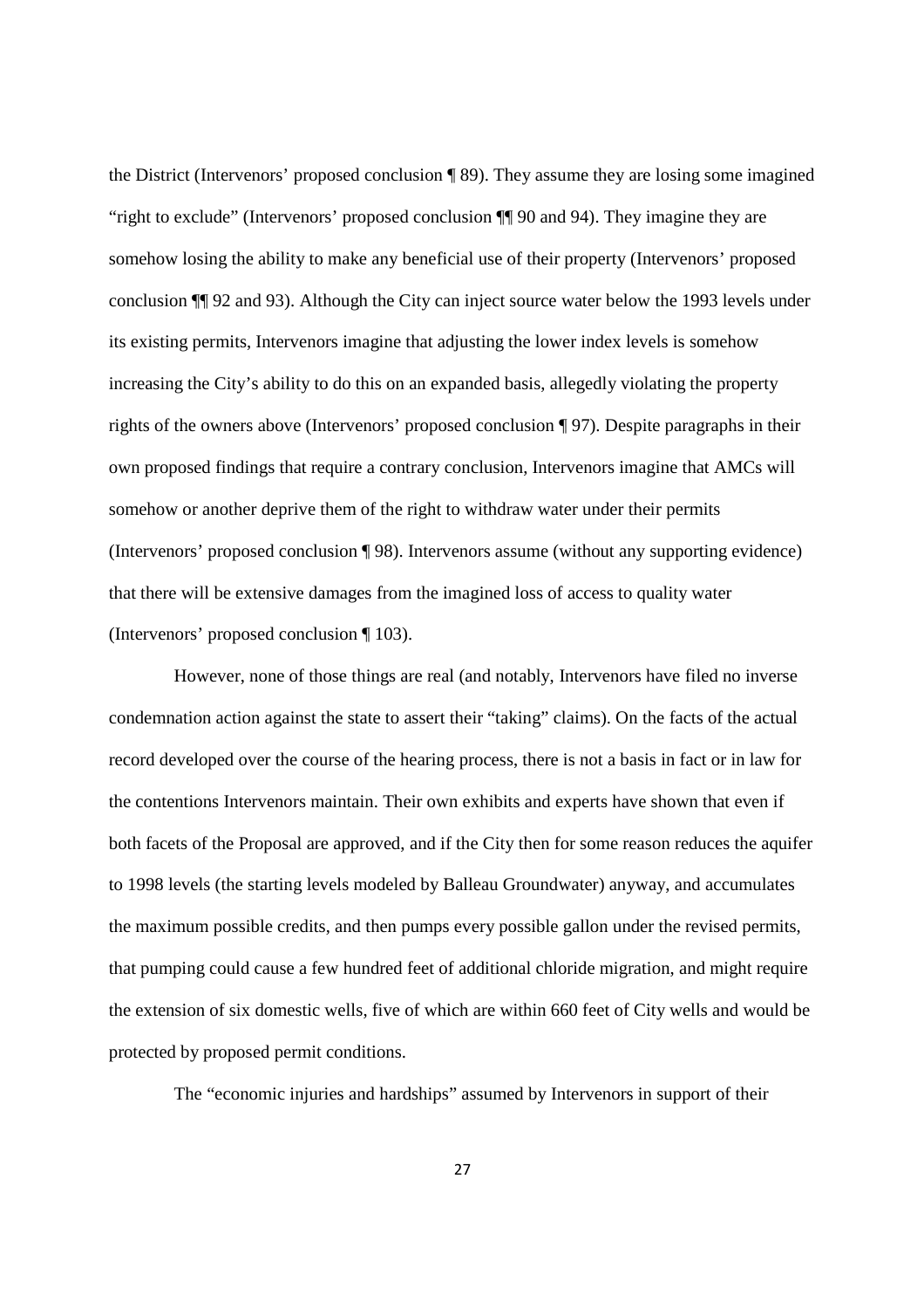the District (Intervenors' proposed conclusion ¶ 89). They assume they are losing some imagined "right to exclude" (Intervenors' proposed conclusion ¶¶ 90 and 94). They imagine they are somehow losing the ability to make any beneficial use of their property (Intervenors' proposed conclusion ¶¶ 92 and 93). Although the City can inject source water below the 1993 levels under its existing permits, Intervenors imagine that adjusting the lower index levels is somehow increasing the City's ability to do this on an expanded basis, allegedly violating the property rights of the owners above (Intervenors' proposed conclusion ¶ 97). Despite paragraphs in their own proposed findings that require a contrary conclusion, Intervenors imagine that AMCs will somehow or another deprive them of the right to withdraw water under their permits (Intervenors' proposed conclusion ¶ 98). Intervenors assume (without any supporting evidence) that there will be extensive damages from the imagined loss of access to quality water (Intervenors' proposed conclusion ¶ 103).

However, none of those things are real (and notably, Intervenors have filed no inverse condemnation action against the state to assert their "taking" claims). On the facts of the actual record developed over the course of the hearing process, there is not a basis in fact or in law for the contentions Intervenors maintain. Their own exhibits and experts have shown that even if both facets of the Proposal are approved, and if the City then for some reason reduces the aquifer to 1998 levels (the starting levels modeled by Balleau Groundwater) anyway, and accumulates the maximum possible credits, and then pumps every possible gallon under the revised permits, that pumping could cause a few hundred feet of additional chloride migration, and might require the extension of six domestic wells, five of which are within 660 feet of City wells and would be protected by proposed permit conditions.

The "economic injuries and hardships" assumed by Intervenors in support of their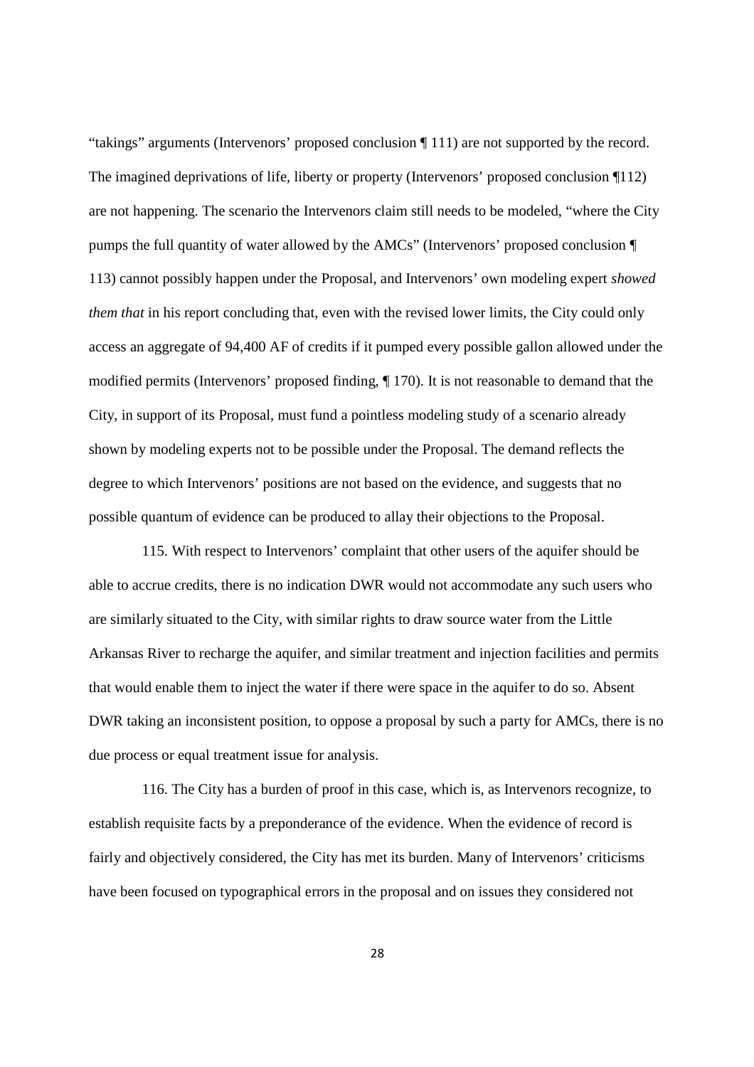"takings" arguments (Intervenors' proposed conclusion ¶ 111) are not supported by the record. The imagined deprivations of life, liberty or property (Intervenors' proposed conclusion ¶112) are not happening. The scenario the Intervenors claim still needs to be modeled, "where the City pumps the full quantity of water allowed by the AMCs" (Intervenors' proposed conclusion ¶ 113) cannot possibly happen under the Proposal, and Intervenors' own modeling expert *showed them that* in his report concluding that, even with the revised lower limits, the City could only access an aggregate of 94,400 AF of credits if it pumped every possible gallon allowed under the modified permits (Intervenors' proposed finding, ¶ 170). It is not reasonable to demand that the City, in support of its Proposal, must fund a pointless modeling study of a scenario already shown by modeling experts not to be possible under the Proposal. The demand reflects the degree to which Intervenors' positions are not based on the evidence, and suggests that no possible quantum of evidence can be produced to allay their objections to the Proposal.

115. With respect to Intervenors' complaint that other users of the aquifer should be able to accrue credits, there is no indication DWR would not accommodate any such users who are similarly situated to the City, with similar rights to draw source water from the Little Arkansas River to recharge the aquifer, and similar treatment and injection facilities and permits that would enable them to inject the water if there were space in the aquifer to do so. Absent DWR taking an inconsistent position, to oppose a proposal by such a party for AMCs, there is no due process or equal treatment issue for analysis.

116. The City has a burden of proof in this case, which is, as Intervenors recognize, to establish requisite facts by a preponderance of the evidence. When the evidence of record is fairly and objectively considered, the City has met its burden. Many of Intervenors' criticisms have been focused on typographical errors in the proposal and on issues they considered not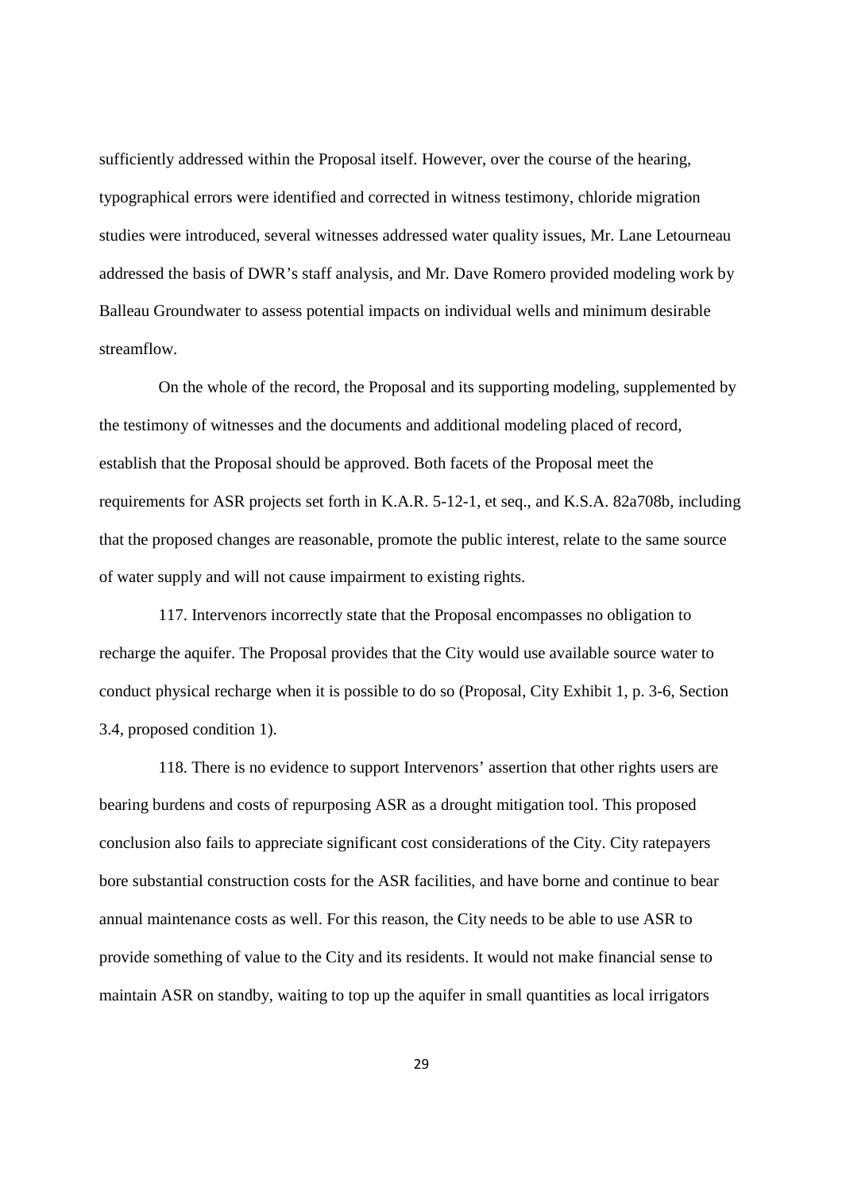sufficiently addressed within the Proposal itself. However, over the course of the hearing, typographical errors were identified and corrected in witness testimony, chloride migration studies were introduced, several witnesses addressed water quality issues, Mr. Lane Letourneau addressed the basis of DWR's staff analysis, and Mr. Dave Romero provided modeling work by Balleau Groundwater to assess potential impacts on individual wells and minimum desirable streamflow.

On the whole of the record, the Proposal and its supporting modeling, supplemented by the testimony of witnesses and the documents and additional modeling placed of record, establish that the Proposal should be approved. Both facets of the Proposal meet the requirements for ASR projects set forth in K.A.R. 5-12-1, et seq., and K.S.A. 82a708b, including that the proposed changes are reasonable, promote the public interest, relate to the same source of water supply and will not cause impairment to existing rights.

117. Intervenors incorrectly state that the Proposal encompasses no obligation to recharge the aquifer. The Proposal provides that the City would use available source water to conduct physical recharge when it is possible to do so (Proposal, City Exhibit 1, p. 3-6, Section 3.4, proposed condition 1).

118. There is no evidence to support Intervenors' assertion that other rights users are bearing burdens and costs of repurposing ASR as a drought mitigation tool. This proposed conclusion also fails to appreciate significant cost considerations of the City. City ratepayers bore substantial construction costs for the ASR facilities, and have borne and continue to bear annual maintenance costs as well. For this reason, the City needs to be able to use ASR to provide something of value to the City and its residents. It would not make financial sense to maintain ASR on standby, waiting to top up the aquifer in small quantities as local irrigators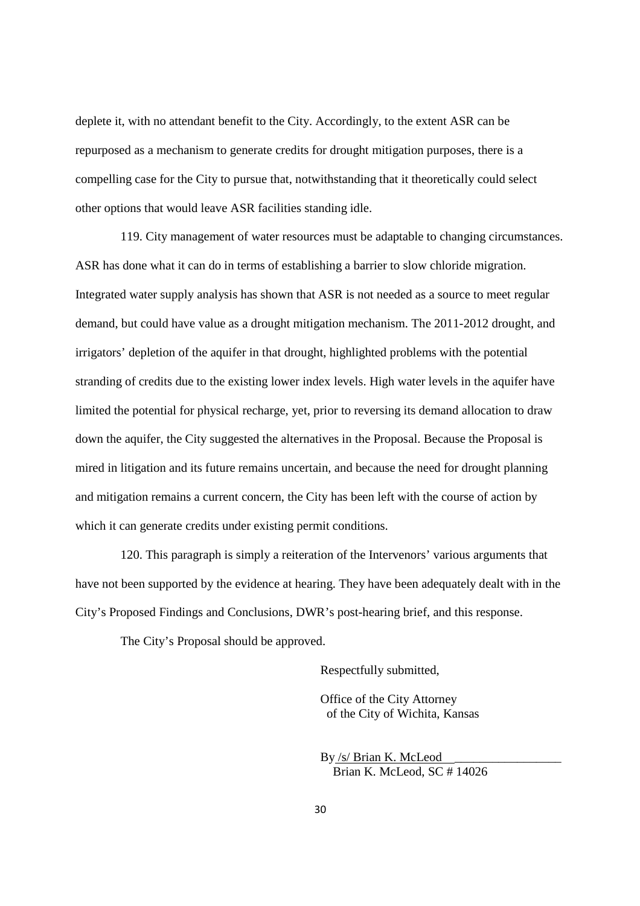deplete it, with no attendant benefit to the City. Accordingly, to the extent ASR can be repurposed as a mechanism to generate credits for drought mitigation purposes, there is a compelling case for the City to pursue that, notwithstanding that it theoretically could select other options that would leave ASR facilities standing idle.

119. City management of water resources must be adaptable to changing circumstances. ASR has done what it can do in terms of establishing a barrier to slow chloride migration. Integrated water supply analysis has shown that ASR is not needed as a source to meet regular demand, but could have value as a drought mitigation mechanism. The 2011-2012 drought, and irrigators' depletion of the aquifer in that drought, highlighted problems with the potential stranding of credits due to the existing lower index levels. High water levels in the aquifer have limited the potential for physical recharge, yet, prior to reversing its demand allocation to draw down the aquifer, the City suggested the alternatives in the Proposal. Because the Proposal is mired in litigation and its future remains uncertain, and because the need for drought planning and mitigation remains a current concern, the City has been left with the course of action by which it can generate credits under existing permit conditions.

120. This paragraph is simply a reiteration of the Intervenors' various arguments that have not been supported by the evidence at hearing. They have been adequately dealt with in the City's Proposed Findings and Conclusions, DWR's post-hearing brief, and this response.

The City's Proposal should be approved.

Respectfully submitted,

Office of the City Attorney
of the City of Wichita, Kansas

By /s/ Brian K. McLeod
Brian K. McLeod, SC # 14026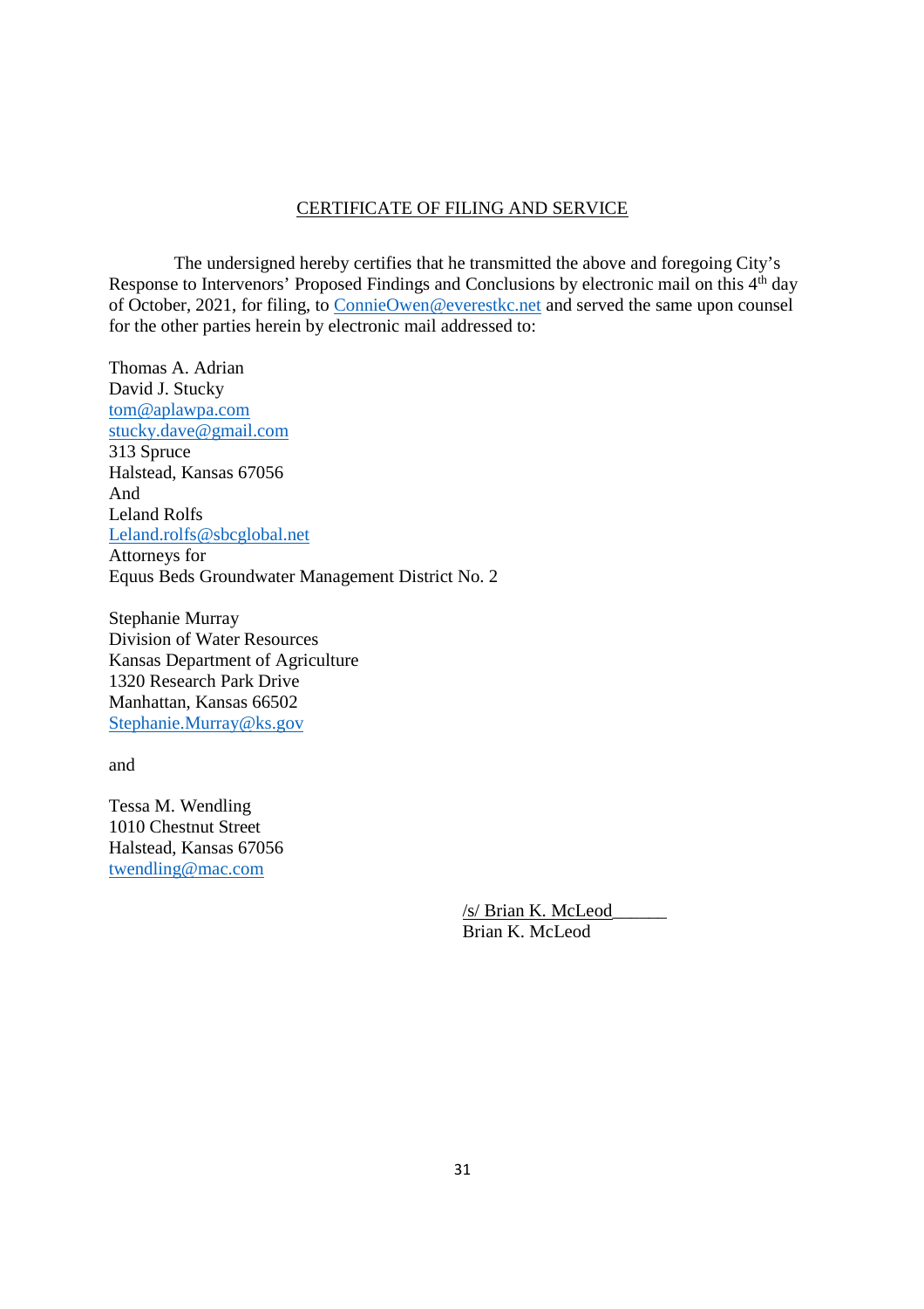## CERTIFICATE OF FILING AND SERVICE

The undersigned hereby certifies that he transmitted the above and foregoing City's Response to Intervenors' Proposed Findings and Conclusions by electronic mail on this 4th day of October, 2021, for filing, to ConnieOwen@everestkc.net and served the same upon counsel for the other parties herein by electronic mail addressed to:

Thomas A. Adrian
David J. Stucky
tom@aplawpa.com
stucky.dave@gmail.com
313 Spruce
Halstead, Kansas 67056
And
Leland Rolfs
Leland.rolfs@sbcglobal.net
Attorneys for
Equus Beds Groundwater Management District No. 2

Stephanie Murray
Division of Water Resources
Kansas Department of Agriculture
1320 Research Park Drive
Manhattan, Kansas 66502
Stephanie.Murray@ks.gov

and

Tessa M. Wendling
1010 Chestnut Street
Halstead, Kansas 67056
twendling@mac.com

/s/ Brian K. McLeod______
Brian K. McLeod